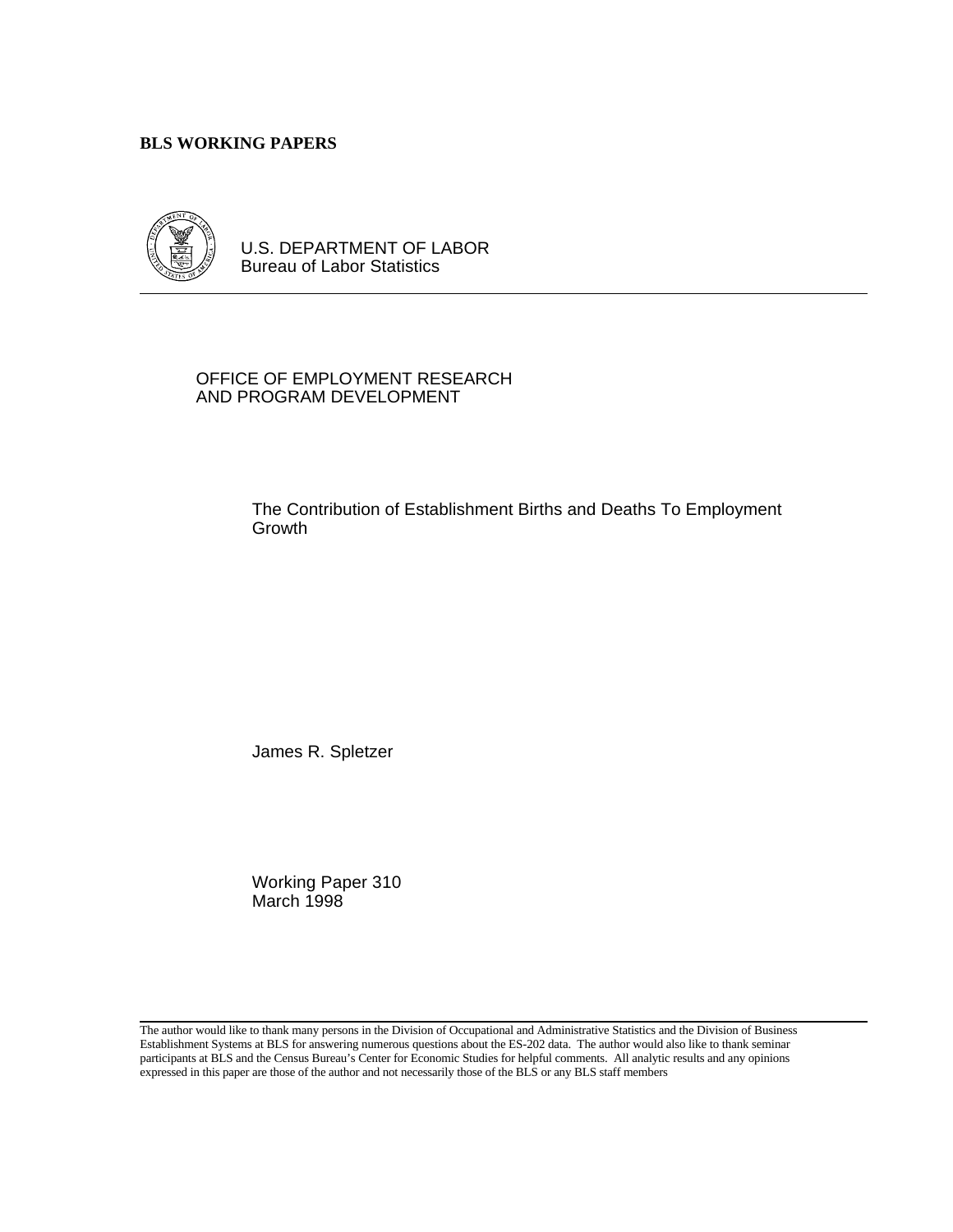**BLS WORKING PAPERS**

U.S. DEPARTMENT OF LABOR
Bureau of Labor Statistics

OFFICE OF EMPLOYMENT RESEARCH
AND PROGRAM DEVELOPMENT

# The Contribution of Establishment Births and Deaths To Employment Growth

James R. Spletzer

Working Paper 310
March 1998

The author would like to thank many persons in the Division of Occupational and Administrative Statistics and the Division of Business Establishment Systems at BLS for answering numerous questions about the ES-202 data. The author would also like to thank seminar participants at BLS and the Census Bureau's Center for Economic Studies for helpful comments. All analytic results and any opinions expressed in this paper are those of the author and not necessarily those of the BLS or any BLS staff members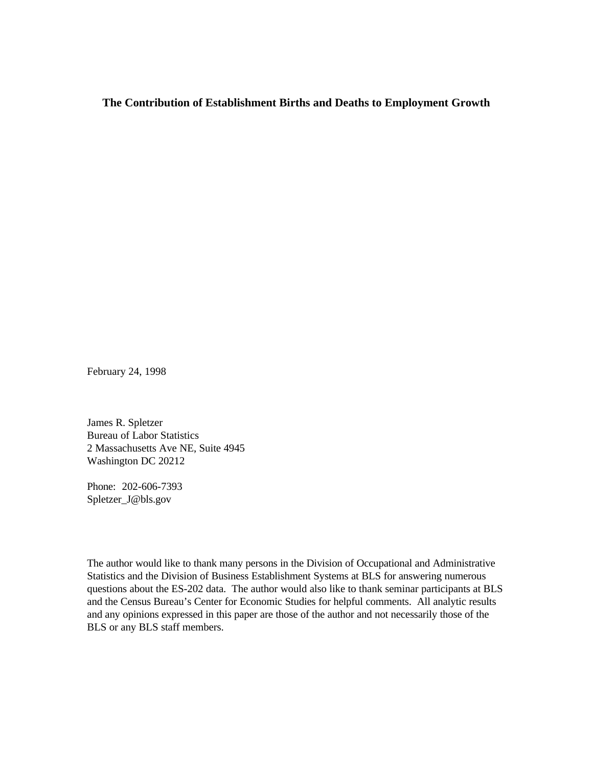**The Contribution of Establishment Births and Deaths to Employment Growth**

February 24, 1998

James R. Spletzer  
Bureau of Labor Statistics  
2 Massachusetts Ave NE, Suite 4945  
Washington DC 20212

Phone: 202-606-7393  
Spletzer_J@bls.gov

The author would like to thank many persons in the Division of Occupational and Administrative Statistics and the Division of Business Establishment Systems at BLS for answering numerous questions about the ES-202 data. The author would also like to thank seminar participants at BLS and the Census Bureau's Center for Economic Studies for helpful comments. All analytic results and any opinions expressed in this paper are those of the author and not necessarily those of the BLS or any BLS staff members.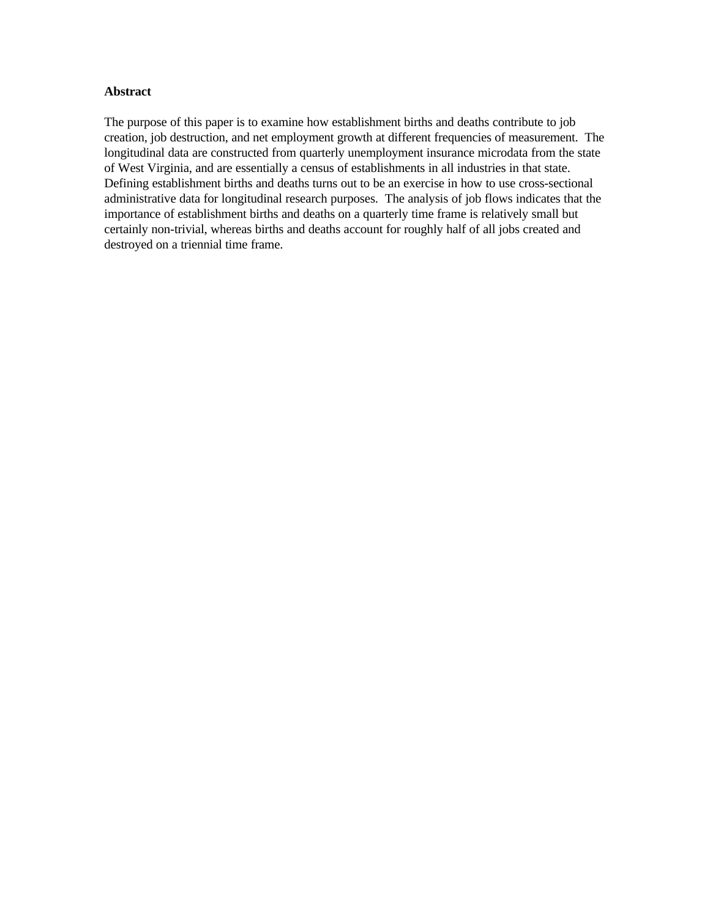**Abstract**

The purpose of this paper is to examine how establishment births and deaths contribute to job creation, job destruction, and net employment growth at different frequencies of measurement. The longitudinal data are constructed from quarterly unemployment insurance microdata from the state of West Virginia, and are essentially a census of establishments in all industries in that state. Defining establishment births and deaths turns out to be an exercise in how to use cross-sectional administrative data for longitudinal research purposes. The analysis of job flows indicates that the importance of establishment births and deaths on a quarterly time frame is relatively small but certainly non-trivial, whereas births and deaths account for roughly half of all jobs created and destroyed on a triennial time frame.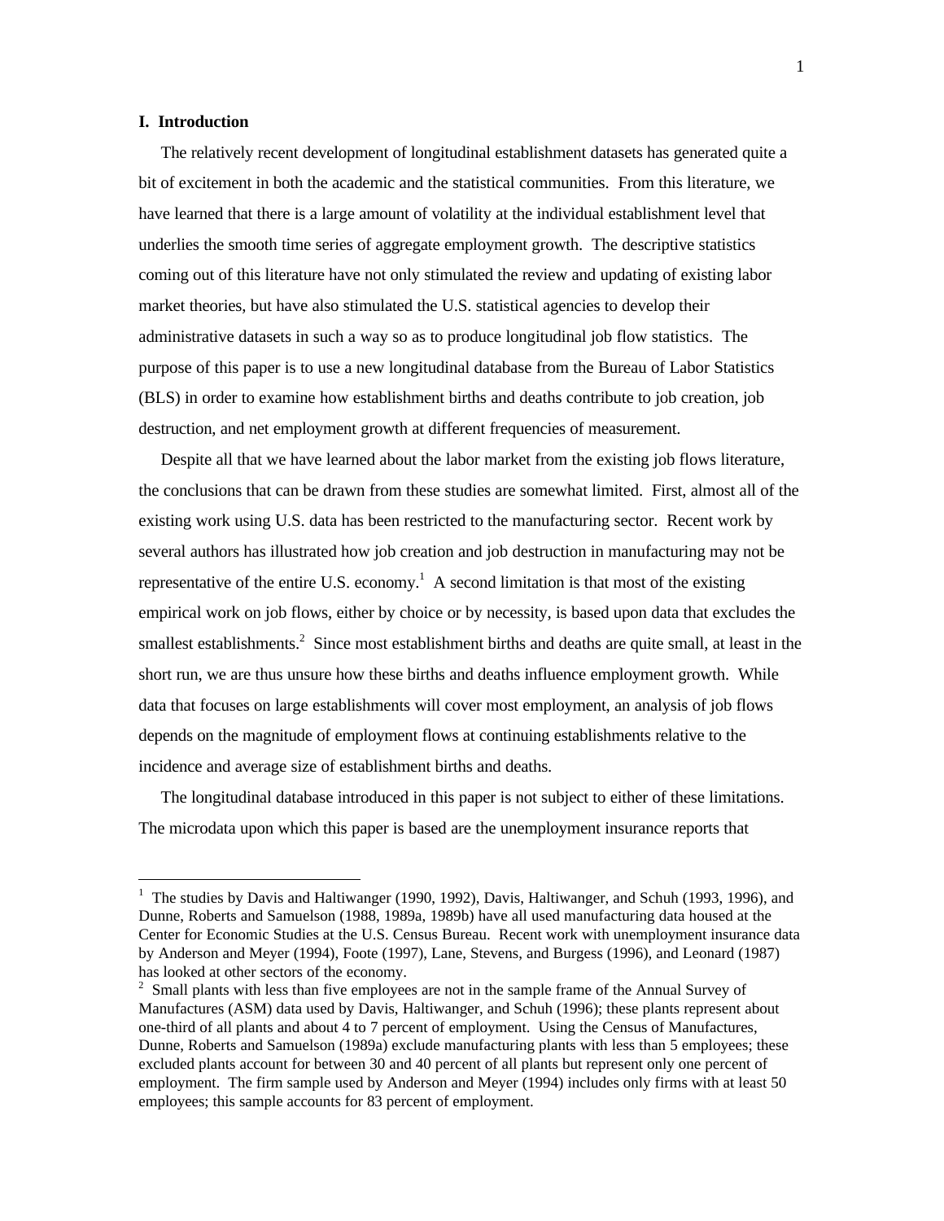## I. Introduction

The relatively recent development of longitudinal establishment datasets has generated quite a bit of excitement in both the academic and the statistical communities. From this literature, we have learned that there is a large amount of volatility at the individual establishment level that underlies the smooth time series of aggregate employment growth. The descriptive statistics coming out of this literature have not only stimulated the review and updating of existing labor market theories, but have also stimulated the U.S. statistical agencies to develop their administrative datasets in such a way so as to produce longitudinal job flow statistics. The purpose of this paper is to use a new longitudinal database from the Bureau of Labor Statistics (BLS) in order to examine how establishment births and deaths contribute to job creation, job destruction, and net employment growth at different frequencies of measurement.

Despite all that we have learned about the labor market from the existing job flows literature, the conclusions that can be drawn from these studies are somewhat limited. First, almost all of the existing work using U.S. data has been restricted to the manufacturing sector. Recent work by several authors has illustrated how job creation and job destruction in manufacturing may not be representative of the entire U.S. economy.[1] A second limitation is that most of the existing empirical work on job flows, either by choice or by necessity, is based upon data that excludes the smallest establishments.[2] Since most establishment births and deaths are quite small, at least in the short run, we are thus unsure how these births and deaths influence employment growth. While data that focuses on large establishments will cover most employment, an analysis of job flows depends on the magnitude of employment flows at continuing establishments relative to the incidence and average size of establishment births and deaths.

The longitudinal database introduced in this paper is not subject to either of these limitations. The microdata upon which this paper is based are the unemployment insurance reports that

---

[1] The studies by Davis and Haltiwanger (1990, 1992), Davis, Haltiwanger, and Schuh (1993, 1996), and Dunne, Roberts and Samuelson (1988, 1989a, 1989b) have all used manufacturing data housed at the Center for Economic Studies at the U.S. Census Bureau. Recent work with unemployment insurance data by Anderson and Meyer (1994), Foote (1997), Lane, Stevens, and Burgess (1996), and Leonard (1987) has looked at other sectors of the economy.

[2] Small plants with less than five employees are not in the sample frame of the Annual Survey of Manufactures (ASM) data used by Davis, Haltiwanger, and Schuh (1996); these plants represent about one-third of all plants and about 4 to 7 percent of employment. Using the Census of Manufactures, Dunne, Roberts and Samuelson (1989a) exclude manufacturing plants with less than 5 employees; these excluded plants account for between 30 and 40 percent of all plants but represent only one percent of employment. The firm sample used by Anderson and Meyer (1994) includes only firms with at least 50 employees; this sample accounts for 83 percent of employment.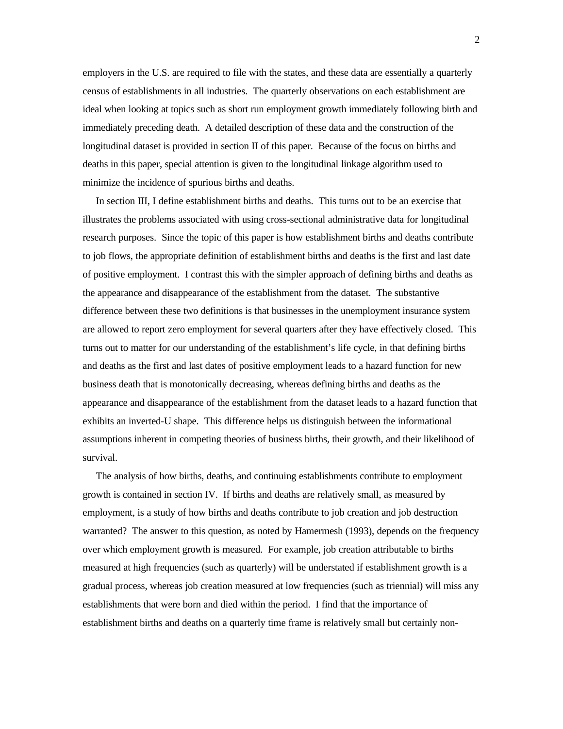employers in the U.S. are required to file with the states, and these data are essentially a quarterly census of establishments in all industries. The quarterly observations on each establishment are ideal when looking at topics such as short run employment growth immediately following birth and immediately preceding death. A detailed description of these data and the construction of the longitudinal dataset is provided in section II of this paper. Because of the focus on births and deaths in this paper, special attention is given to the longitudinal linkage algorithm used to minimize the incidence of spurious births and deaths.

In section III, I define establishment births and deaths. This turns out to be an exercise that illustrates the problems associated with using cross-sectional administrative data for longitudinal research purposes. Since the topic of this paper is how establishment births and deaths contribute to job flows, the appropriate definition of establishment births and deaths is the first and last date of positive employment. I contrast this with the simpler approach of defining births and deaths as the appearance and disappearance of the establishment from the dataset. The substantive difference between these two definitions is that businesses in the unemployment insurance system are allowed to report zero employment for several quarters after they have effectively closed. This turns out to matter for our understanding of the establishment's life cycle, in that defining births and deaths as the first and last dates of positive employment leads to a hazard function for new business death that is monotonically decreasing, whereas defining births and deaths as the appearance and disappearance of the establishment from the dataset leads to a hazard function that exhibits an inverted-U shape. This difference helps us distinguish between the informational assumptions inherent in competing theories of business births, their growth, and their likelihood of survival.

The analysis of how births, deaths, and continuing establishments contribute to employment growth is contained in section IV. If births and deaths are relatively small, as measured by employment, is a study of how births and deaths contribute to job creation and job destruction warranted? The answer to this question, as noted by Hamermesh (1993), depends on the frequency over which employment growth is measured. For example, job creation attributable to births measured at high frequencies (such as quarterly) will be understated if establishment growth is a gradual process, whereas job creation measured at low frequencies (such as triennial) will miss any establishments that were born and died within the period. I find that the importance of establishment births and deaths on a quarterly time frame is relatively small but certainly non-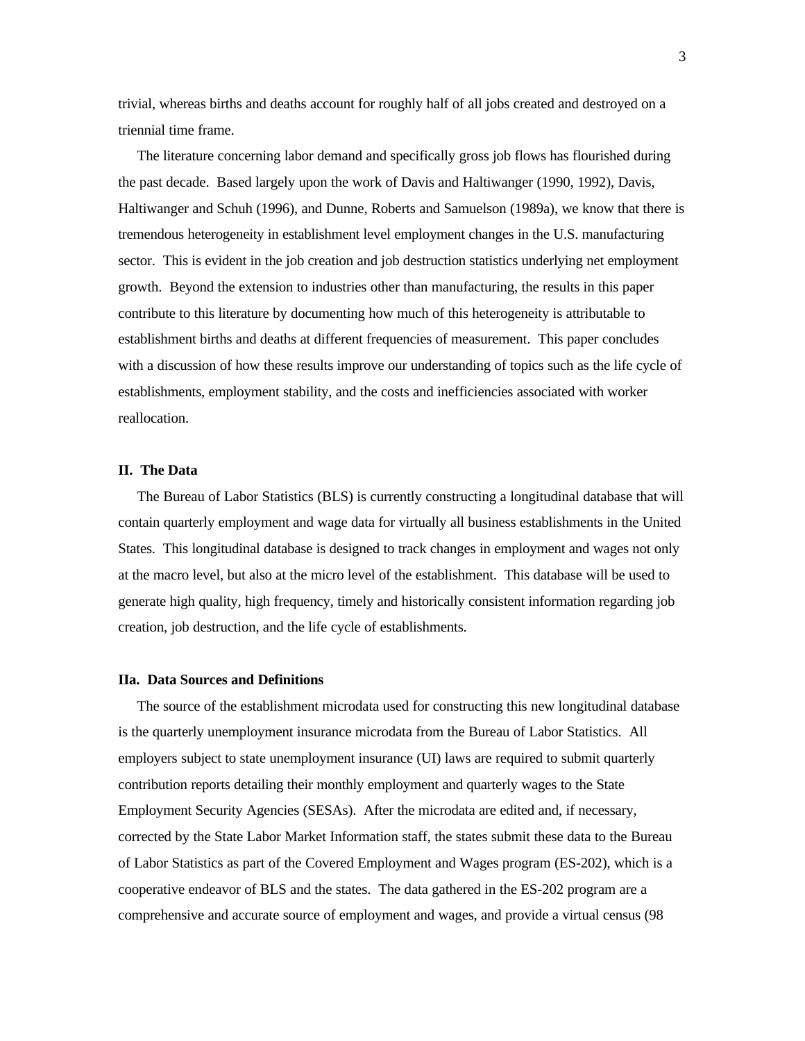trivial, whereas births and deaths account for roughly half of all jobs created and destroyed on a triennial time frame.

The literature concerning labor demand and specifically gross job flows has flourished during the past decade. Based largely upon the work of Davis and Haltiwanger (1990, 1992), Davis, Haltiwanger and Schuh (1996), and Dunne, Roberts and Samuelson (1989a), we know that there is tremendous heterogeneity in establishment level employment changes in the U.S. manufacturing sector. This is evident in the job creation and job destruction statistics underlying net employment growth. Beyond the extension to industries other than manufacturing, the results in this paper contribute to this literature by documenting how much of this heterogeneity is attributable to establishment births and deaths at different frequencies of measurement. This paper concludes with a discussion of how these results improve our understanding of topics such as the life cycle of establishments, employment stability, and the costs and inefficiencies associated with worker reallocation.

## II. The Data

The Bureau of Labor Statistics (BLS) is currently constructing a longitudinal database that will contain quarterly employment and wage data for virtually all business establishments in the United States. This longitudinal database is designed to track changes in employment and wages not only at the macro level, but also at the micro level of the establishment. This database will be used to generate high quality, high frequency, timely and historically consistent information regarding job creation, job destruction, and the life cycle of establishments.

### IIa. Data Sources and Definitions

The source of the establishment microdata used for constructing this new longitudinal database is the quarterly unemployment insurance microdata from the Bureau of Labor Statistics. All employers subject to state unemployment insurance (UI) laws are required to submit quarterly contribution reports detailing their monthly employment and quarterly wages to the State Employment Security Agencies (SESAs). After the microdata are edited and, if necessary, corrected by the State Labor Market Information staff, the states submit these data to the Bureau of Labor Statistics as part of the Covered Employment and Wages program (ES-202), which is a cooperative endeavor of BLS and the states. The data gathered in the ES-202 program are a comprehensive and accurate source of employment and wages, and provide a virtual census (98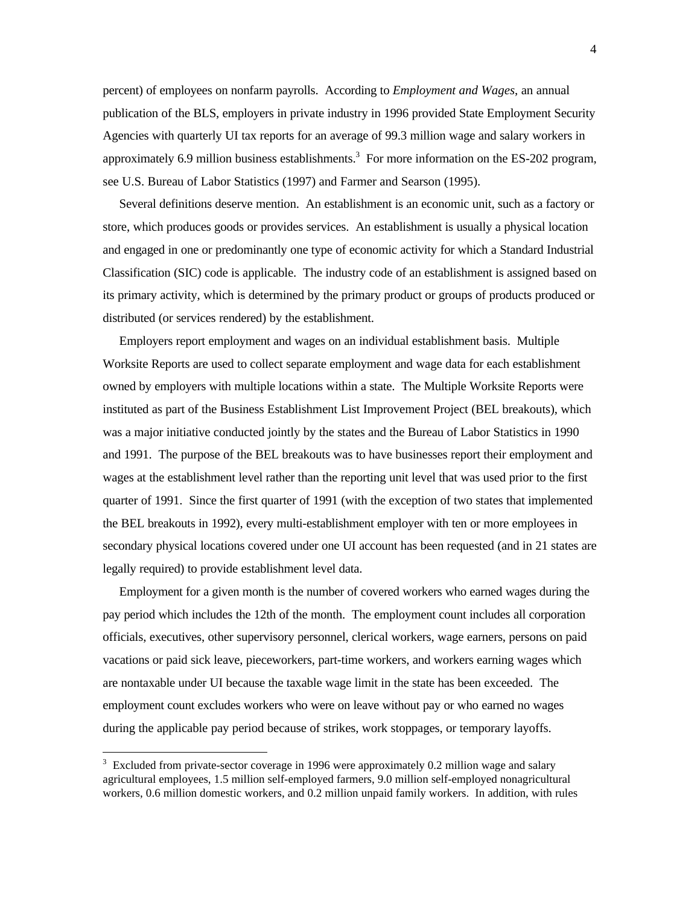percent) of employees on nonfarm payrolls. According to *Employment and Wages*, an annual publication of the BLS, employers in private industry in 1996 provided State Employment Security Agencies with quarterly UI tax reports for an average of 99.3 million wage and salary workers in approximately 6.9 million business establishments.[3] For more information on the ES-202 program, see U.S. Bureau of Labor Statistics (1997) and Farmer and Searson (1995).

Several definitions deserve mention. An establishment is an economic unit, such as a factory or store, which produces goods or provides services. An establishment is usually a physical location and engaged in one or predominantly one type of economic activity for which a Standard Industrial Classification (SIC) code is applicable. The industry code of an establishment is assigned based on its primary activity, which is determined by the primary product or groups of products produced or distributed (or services rendered) by the establishment.

Employers report employment and wages on an individual establishment basis. Multiple Worksite Reports are used to collect separate employment and wage data for each establishment owned by employers with multiple locations within a state. The Multiple Worksite Reports were instituted as part of the Business Establishment List Improvement Project (BEL breakouts), which was a major initiative conducted jointly by the states and the Bureau of Labor Statistics in 1990 and 1991. The purpose of the BEL breakouts was to have businesses report their employment and wages at the establishment level rather than the reporting unit level that was used prior to the first quarter of 1991. Since the first quarter of 1991 (with the exception of two states that implemented the BEL breakouts in 1992), every multi-establishment employer with ten or more employees in secondary physical locations covered under one UI account has been requested (and in 21 states are legally required) to provide establishment level data.

Employment for a given month is the number of covered workers who earned wages during the pay period which includes the 12th of the month. The employment count includes all corporation officials, executives, other supervisory personnel, clerical workers, wage earners, persons on paid vacations or paid sick leave, pieceworkers, part-time workers, and workers earning wages which are nontaxable under UI because the taxable wage limit in the state has been exceeded. The employment count excludes workers who were on leave without pay or who earned no wages during the applicable pay period because of strikes, work stoppages, or temporary layoffs.

[3] Excluded from private-sector coverage in 1996 were approximately 0.2 million wage and salary agricultural employees, 1.5 million self-employed farmers, 9.0 million self-employed nonagricultural workers, 0.6 million domestic workers, and 0.2 million unpaid family workers. In addition, with rules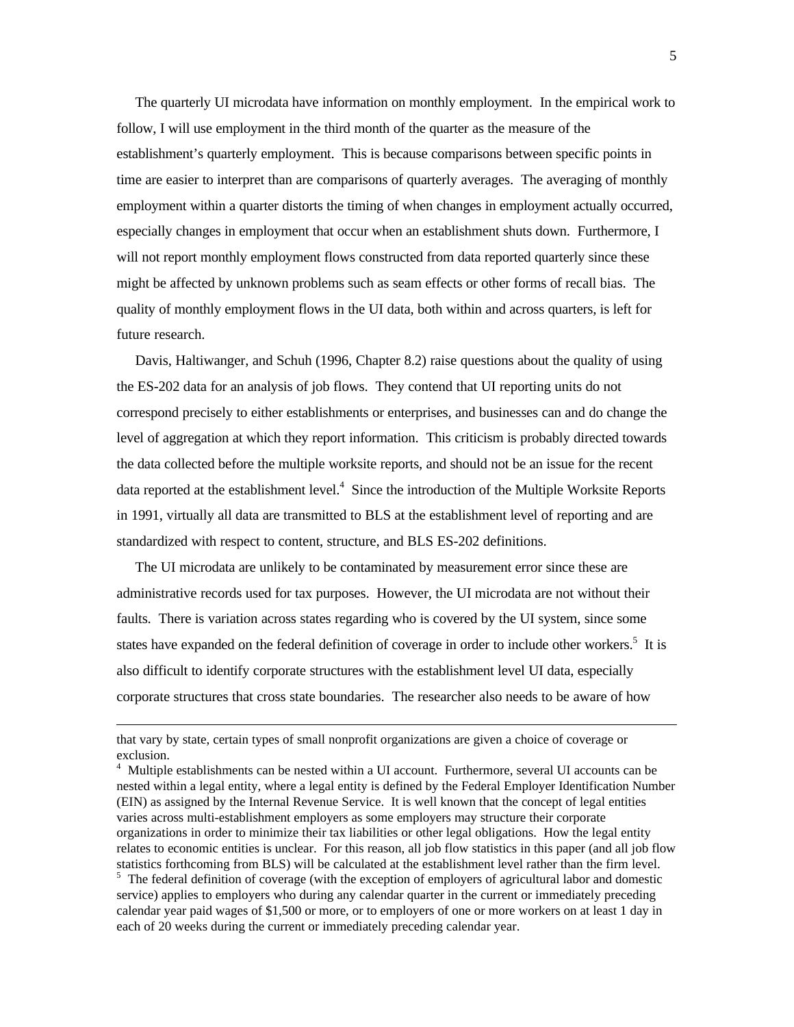The quarterly UI microdata have information on monthly employment. In the empirical work to follow, I will use employment in the third month of the quarter as the measure of the establishment's quarterly employment. This is because comparisons between specific points in time are easier to interpret than are comparisons of quarterly averages. The averaging of monthly employment within a quarter distorts the timing of when changes in employment actually occurred, especially changes in employment that occur when an establishment shuts down. Furthermore, I will not report monthly employment flows constructed from data reported quarterly since these might be affected by unknown problems such as seam effects or other forms of recall bias. The quality of monthly employment flows in the UI data, both within and across quarters, is left for future research.

Davis, Haltiwanger, and Schuh (1996, Chapter 8.2) raise questions about the quality of using the ES-202 data for an analysis of job flows. They contend that UI reporting units do not correspond precisely to either establishments or enterprises, and businesses can and do change the level of aggregation at which they report information. This criticism is probably directed towards the data collected before the multiple worksite reports, and should not be an issue for the recent data reported at the establishment level.[4] Since the introduction of the Multiple Worksite Reports in 1991, virtually all data are transmitted to BLS at the establishment level of reporting and are standardized with respect to content, structure, and BLS ES-202 definitions.

The UI microdata are unlikely to be contaminated by measurement error since these are administrative records used for tax purposes. However, the UI microdata are not without their faults. There is variation across states regarding who is covered by the UI system, since some states have expanded on the federal definition of coverage in order to include other workers.[5] It is also difficult to identify corporate structures with the establishment level UI data, especially corporate structures that cross state boundaries. The researcher also needs to be aware of how

---

that vary by state, certain types of small nonprofit organizations are given a choice of coverage or exclusion.

[4] Multiple establishments can be nested within a UI account. Furthermore, several UI accounts can be nested within a legal entity, where a legal entity is defined by the Federal Employer Identification Number (EIN) as assigned by the Internal Revenue Service. It is well known that the concept of legal entities varies across multi-establishment employers as some employers may structure their corporate organizations in order to minimize their tax liabilities or other legal obligations. How the legal entity relates to economic entities is unclear. For this reason, all job flow statistics in this paper (and all job flow statistics forthcoming from BLS) will be calculated at the establishment level rather than the firm level.

[5] The federal definition of coverage (with the exception of employers of agricultural labor and domestic service) applies to employers who during any calendar quarter in the current or immediately preceding calendar year paid wages of $1,500 or more, or to employers of one or more workers on at least 1 day in each of 20 weeks during the current or immediately preceding calendar year.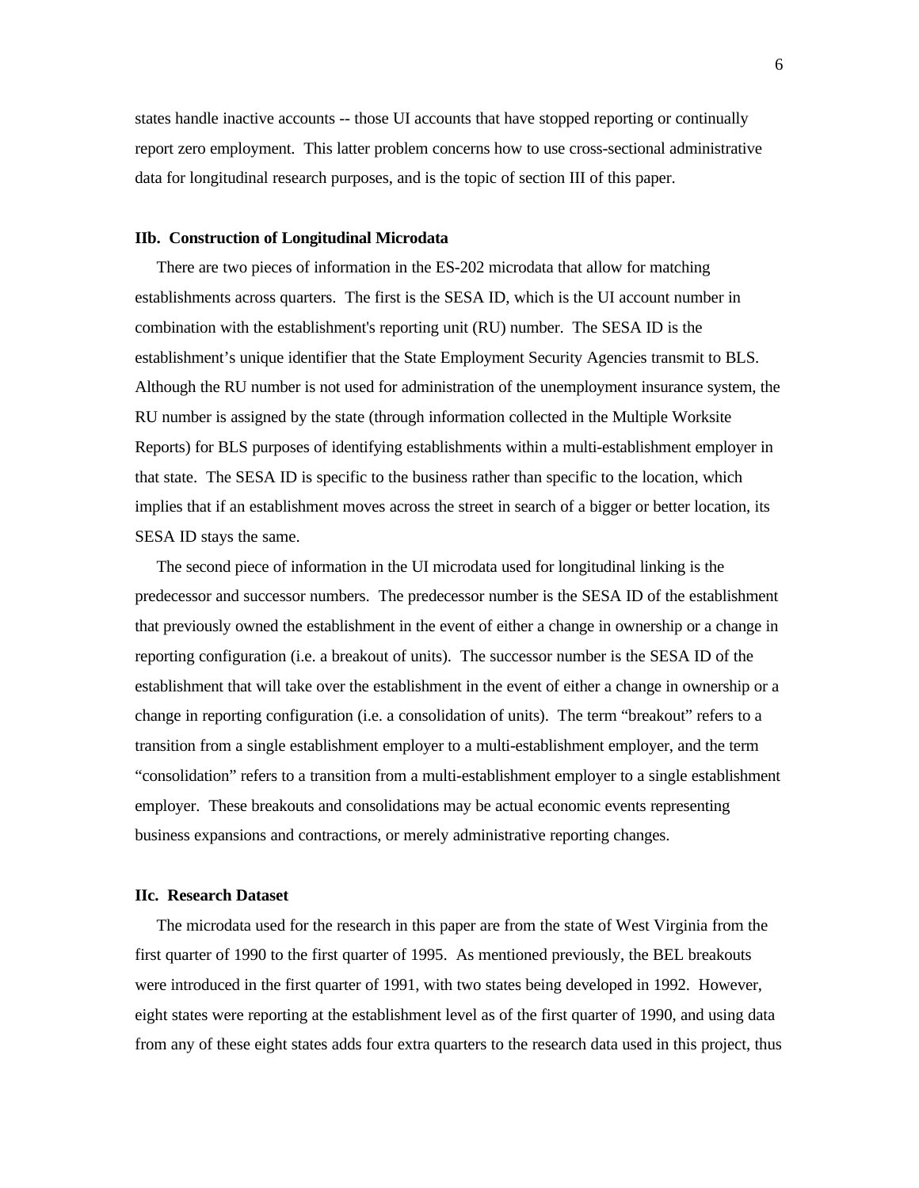states handle inactive accounts -- those UI accounts that have stopped reporting or continually report zero employment. This latter problem concerns how to use cross-sectional administrative data for longitudinal research purposes, and is the topic of section III of this paper.

### IIb. Construction of Longitudinal Microdata

There are two pieces of information in the ES-202 microdata that allow for matching establishments across quarters. The first is the SESA ID, which is the UI account number in combination with the establishment's reporting unit (RU) number. The SESA ID is the establishment's unique identifier that the State Employment Security Agencies transmit to BLS. Although the RU number is not used for administration of the unemployment insurance system, the RU number is assigned by the state (through information collected in the Multiple Worksite Reports) for BLS purposes of identifying establishments within a multi-establishment employer in that state. The SESA ID is specific to the business rather than specific to the location, which implies that if an establishment moves across the street in search of a bigger or better location, its SESA ID stays the same.

The second piece of information in the UI microdata used for longitudinal linking is the predecessor and successor numbers. The predecessor number is the SESA ID of the establishment that previously owned the establishment in the event of either a change in ownership or a change in reporting configuration (i.e. a breakout of units). The successor number is the SESA ID of the establishment that will take over the establishment in the event of either a change in ownership or a change in reporting configuration (i.e. a consolidation of units). The term "breakout" refers to a transition from a single establishment employer to a multi-establishment employer, and the term "consolidation" refers to a transition from a multi-establishment employer to a single establishment employer. These breakouts and consolidations may be actual economic events representing business expansions and contractions, or merely administrative reporting changes.

### IIc. Research Dataset

The microdata used for the research in this paper are from the state of West Virginia from the first quarter of 1990 to the first quarter of 1995. As mentioned previously, the BEL breakouts were introduced in the first quarter of 1991, with two states being developed in 1992. However, eight states were reporting at the establishment level as of the first quarter of 1990, and using data from any of these eight states adds four extra quarters to the research data used in this project, thus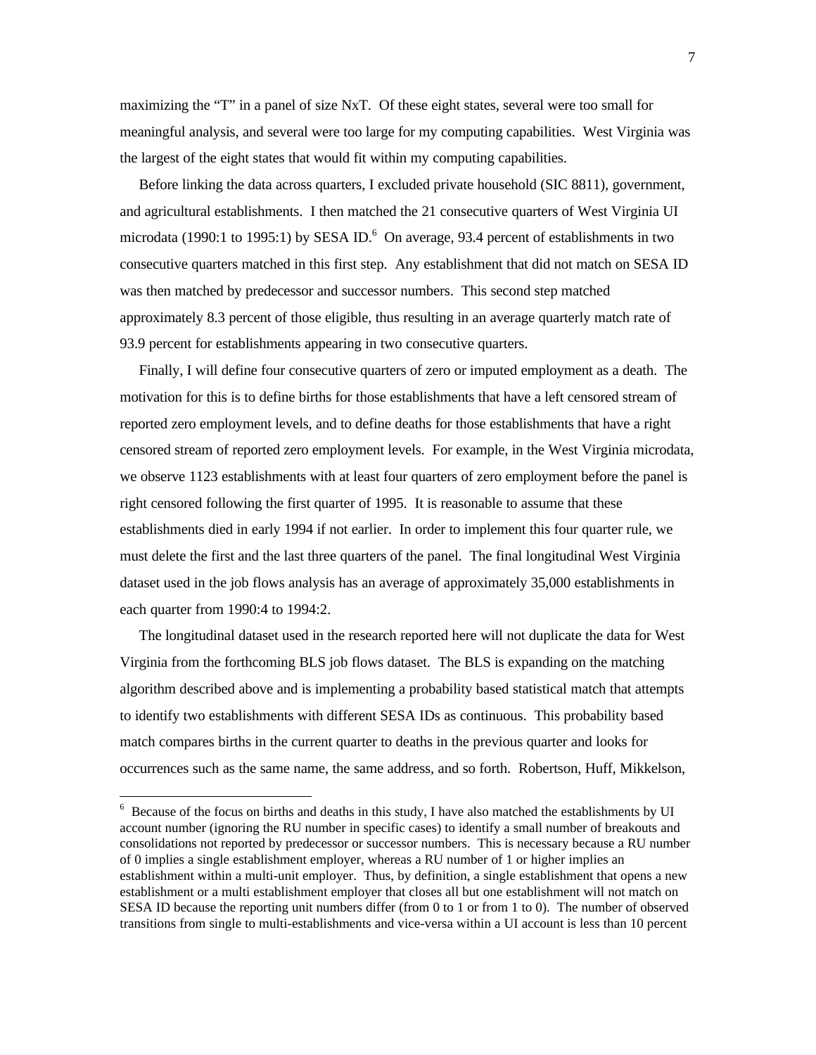maximizing the "T" in a panel of size NxT. Of these eight states, several were too small for meaningful analysis, and several were too large for my computing capabilities. West Virginia was the largest of the eight states that would fit within my computing capabilities.

Before linking the data across quarters, I excluded private household (SIC 8811), government, and agricultural establishments. I then matched the 21 consecutive quarters of West Virginia UI microdata (1990:1 to 1995:1) by SESA ID.[6] On average, 93.4 percent of establishments in two consecutive quarters matched in this first step. Any establishment that did not match on SESA ID was then matched by predecessor and successor numbers. This second step matched approximately 8.3 percent of those eligible, thus resulting in an average quarterly match rate of 93.9 percent for establishments appearing in two consecutive quarters.

Finally, I will define four consecutive quarters of zero or imputed employment as a death. The motivation for this is to define births for those establishments that have a left censored stream of reported zero employment levels, and to define deaths for those establishments that have a right censored stream of reported zero employment levels. For example, in the West Virginia microdata, we observe 1123 establishments with at least four quarters of zero employment before the panel is right censored following the first quarter of 1995. It is reasonable to assume that these establishments died in early 1994 if not earlier. In order to implement this four quarter rule, we must delete the first and the last three quarters of the panel. The final longitudinal West Virginia dataset used in the job flows analysis has an average of approximately 35,000 establishments in each quarter from 1990:4 to 1994:2.

The longitudinal dataset used in the research reported here will not duplicate the data for West Virginia from the forthcoming BLS job flows dataset. The BLS is expanding on the matching algorithm described above and is implementing a probability based statistical match that attempts to identify two establishments with different SESA IDs as continuous. This probability based match compares births in the current quarter to deaths in the previous quarter and looks for occurrences such as the same name, the same address, and so forth. Robertson, Huff, Mikkelson,

[6] Because of the focus on births and deaths in this study, I have also matched the establishments by UI account number (ignoring the RU number in specific cases) to identify a small number of breakouts and consolidations not reported by predecessor or successor numbers. This is necessary because a RU number of 0 implies a single establishment employer, whereas a RU number of 1 or higher implies an establishment within a multi-unit employer. Thus, by definition, a single establishment that opens a new establishment or a multi establishment employer that closes all but one establishment will not match on SESA ID because the reporting unit numbers differ (from 0 to 1 or from 1 to 0). The number of observed transitions from single to multi-establishments and vice-versa within a UI account is less than 10 percent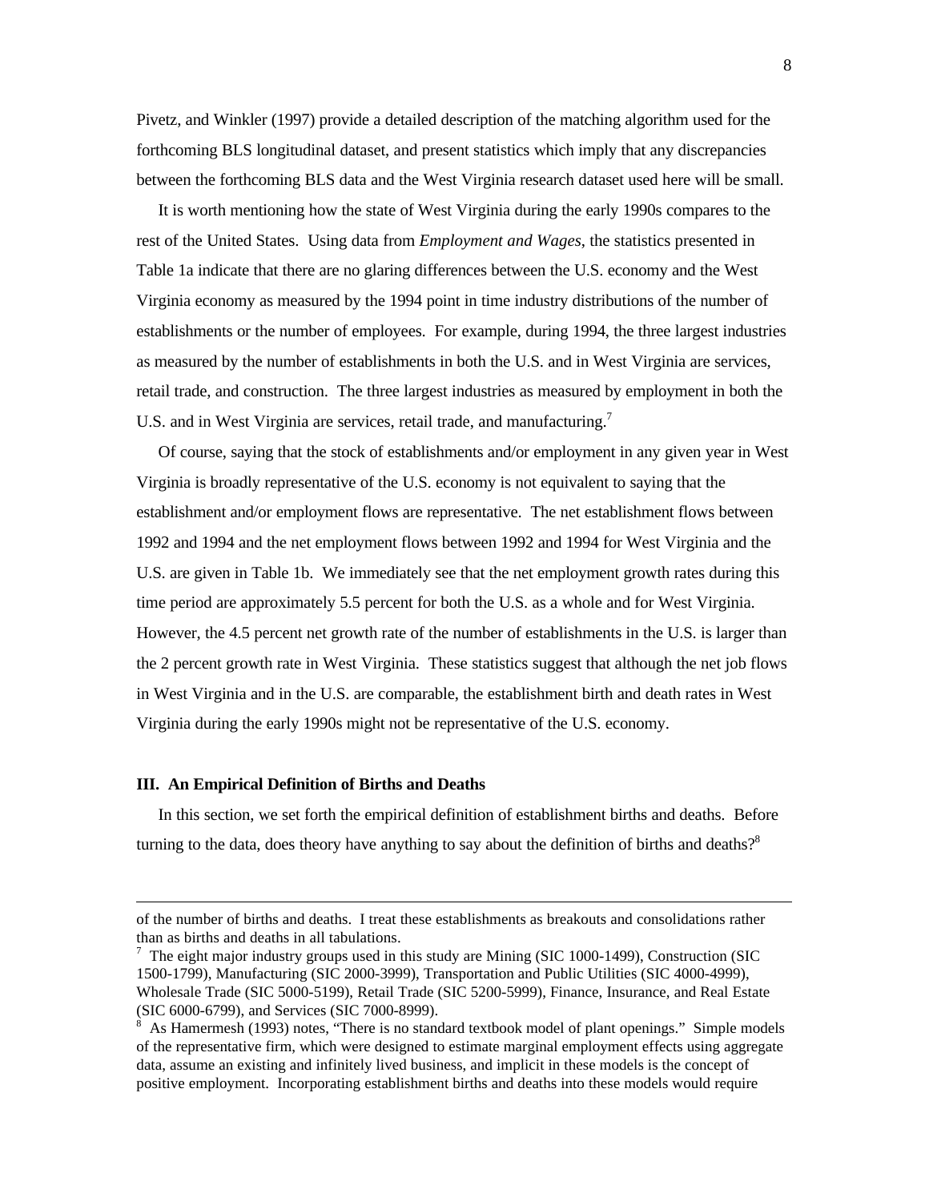Pivetz, and Winkler (1997) provide a detailed description of the matching algorithm used for the forthcoming BLS longitudinal dataset, and present statistics which imply that any discrepancies between the forthcoming BLS data and the West Virginia research dataset used here will be small.

It is worth mentioning how the state of West Virginia during the early 1990s compares to the rest of the United States. Using data from *Employment and Wages*, the statistics presented in Table 1a indicate that there are no glaring differences between the U.S. economy and the West Virginia economy as measured by the 1994 point in time industry distributions of the number of establishments or the number of employees. For example, during 1994, the three largest industries as measured by the number of establishments in both the U.S. and in West Virginia are services, retail trade, and construction. The three largest industries as measured by employment in both the U.S. and in West Virginia are services, retail trade, and manufacturing.[7]

Of course, saying that the stock of establishments and/or employment in any given year in West Virginia is broadly representative of the U.S. economy is not equivalent to saying that the establishment and/or employment flows are representative. The net establishment flows between 1992 and 1994 and the net employment flows between 1992 and 1994 for West Virginia and the U.S. are given in Table 1b. We immediately see that the net employment growth rates during this time period are approximately 5.5 percent for both the U.S. as a whole and for West Virginia. However, the 4.5 percent net growth rate of the number of establishments in the U.S. is larger than the 2 percent growth rate in West Virginia. These statistics suggest that although the net job flows in West Virginia and in the U.S. are comparable, the establishment birth and death rates in West Virginia during the early 1990s might not be representative of the U.S. economy.

### III. An Empirical Definition of Births and Deaths

In this section, we set forth the empirical definition of establishment births and deaths. Before turning to the data, does theory have anything to say about the definition of births and deaths?[8]

---

of the number of births and deaths. I treat these establishments as breakouts and consolidations rather than as births and deaths in all tabulations.

[7] The eight major industry groups used in this study are Mining (SIC 1000-1499), Construction (SIC 1500-1799), Manufacturing (SIC 2000-3999), Transportation and Public Utilities (SIC 4000-4999), Wholesale Trade (SIC 5000-5199), Retail Trade (SIC 5200-5999), Finance, Insurance, and Real Estate (SIC 6000-6799), and Services (SIC 7000-8999).

[8] As Hamermesh (1993) notes, "There is no standard textbook model of plant openings." Simple models of the representative firm, which were designed to estimate marginal employment effects using aggregate data, assume an existing and infinitely lived business, and implicit in these models is the concept of positive employment. Incorporating establishment births and deaths into these models would require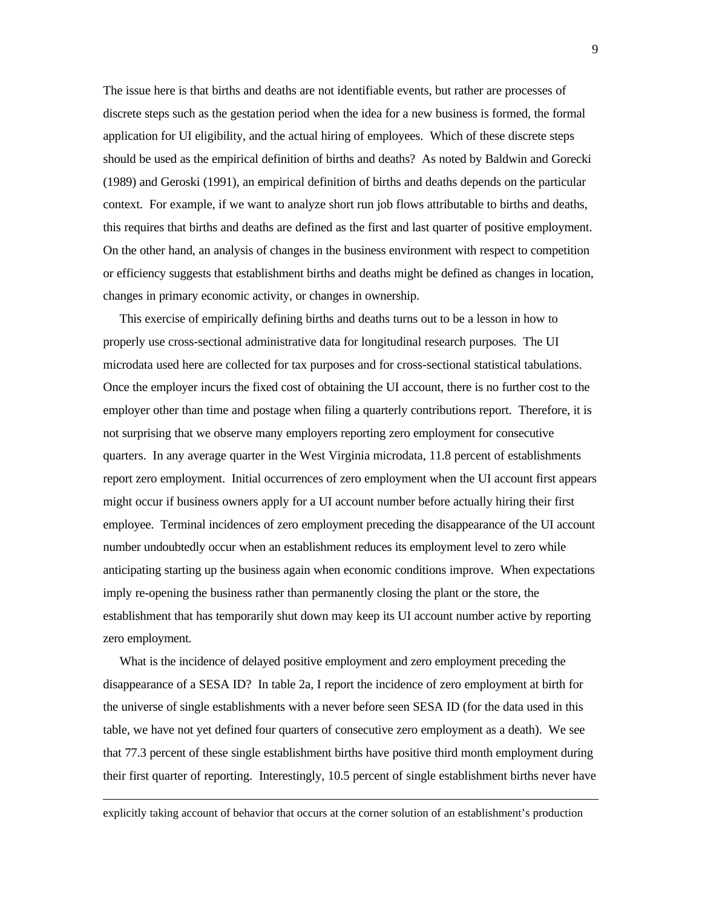The issue here is that births and deaths are not identifiable events, but rather are processes of discrete steps such as the gestation period when the idea for a new business is formed, the formal application for UI eligibility, and the actual hiring of employees. Which of these discrete steps should be used as the empirical definition of births and deaths? As noted by Baldwin and Gorecki (1989) and Geroski (1991), an empirical definition of births and deaths depends on the particular context. For example, if we want to analyze short run job flows attributable to births and deaths, this requires that births and deaths are defined as the first and last quarter of positive employment. On the other hand, an analysis of changes in the business environment with respect to competition or efficiency suggests that establishment births and deaths might be defined as changes in location, changes in primary economic activity, or changes in ownership.

This exercise of empirically defining births and deaths turns out to be a lesson in how to properly use cross-sectional administrative data for longitudinal research purposes. The UI microdata used here are collected for tax purposes and for cross-sectional statistical tabulations. Once the employer incurs the fixed cost of obtaining the UI account, there is no further cost to the employer other than time and postage when filing a quarterly contributions report. Therefore, it is not surprising that we observe many employers reporting zero employment for consecutive quarters. In any average quarter in the West Virginia microdata, 11.8 percent of establishments report zero employment. Initial occurrences of zero employment when the UI account first appears might occur if business owners apply for a UI account number before actually hiring their first employee. Terminal incidences of zero employment preceding the disappearance of the UI account number undoubtedly occur when an establishment reduces its employment level to zero while anticipating starting up the business again when economic conditions improve. When expectations imply re-opening the business rather than permanently closing the plant or the store, the establishment that has temporarily shut down may keep its UI account number active by reporting zero employment.

What is the incidence of delayed positive employment and zero employment preceding the disappearance of a SESA ID? In table 2a, I report the incidence of zero employment at birth for the universe of single establishments with a never before seen SESA ID (for the data used in this table, we have not yet defined four quarters of consecutive zero employment as a death). We see that 77.3 percent of these single establishment births have positive third month employment during their first quarter of reporting. Interestingly, 10.5 percent of single establishment births never have

---

explicitly taking account of behavior that occurs at the corner solution of an establishment's production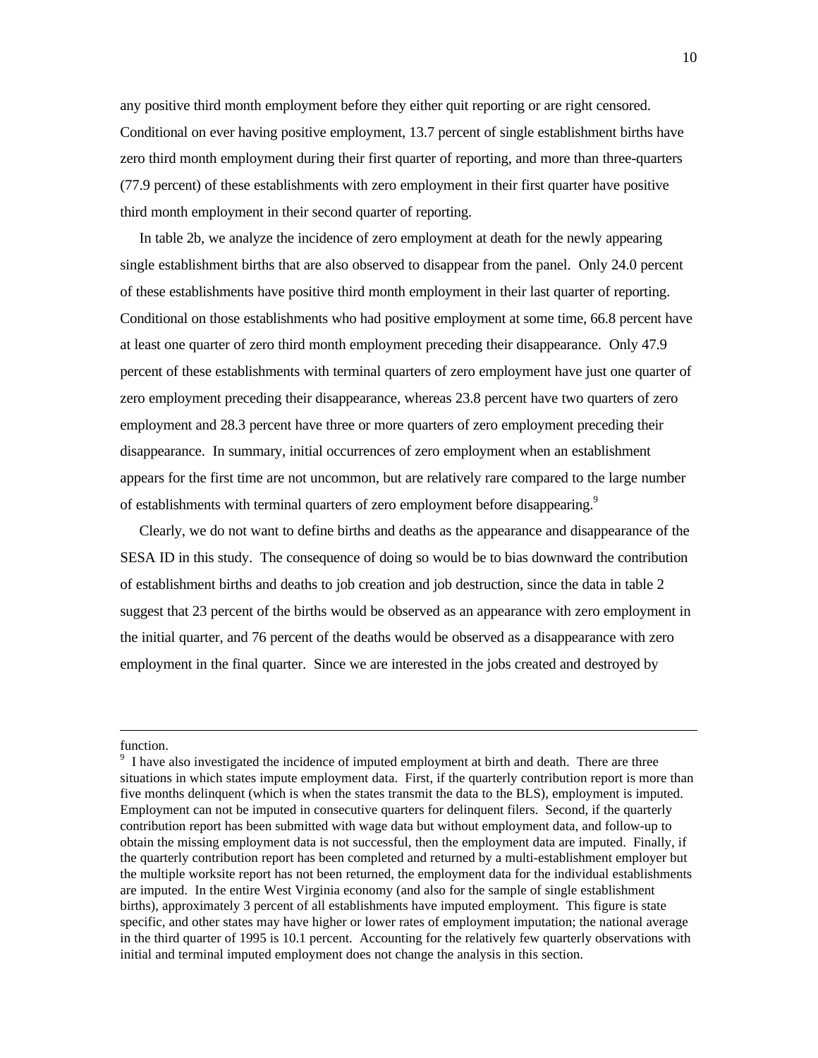any positive third month employment before they either quit reporting or are right censored. Conditional on ever having positive employment, 13.7 percent of single establishment births have zero third month employment during their first quarter of reporting, and more than three-quarters (77.9 percent) of these establishments with zero employment in their first quarter have positive third month employment in their second quarter of reporting.

In table 2b, we analyze the incidence of zero employment at death for the newly appearing single establishment births that are also observed to disappear from the panel. Only 24.0 percent of these establishments have positive third month employment in their last quarter of reporting. Conditional on those establishments who had positive employment at some time, 66.8 percent have at least one quarter of zero third month employment preceding their disappearance. Only 47.9 percent of these establishments with terminal quarters of zero employment have just one quarter of zero employment preceding their disappearance, whereas 23.8 percent have two quarters of zero employment and 28.3 percent have three or more quarters of zero employment preceding their disappearance. In summary, initial occurrences of zero employment when an establishment appears for the first time are not uncommon, but are relatively rare compared to the large number of establishments with terminal quarters of zero employment before disappearing.[9]

Clearly, we do not want to define births and deaths as the appearance and disappearance of the SESA ID in this study. The consequence of doing so would be to bias downward the contribution of establishment births and deaths to job creation and job destruction, since the data in table 2 suggest that 23 percent of the births would be observed as an appearance with zero employment in the initial quarter, and 76 percent of the deaths would be observed as a disappearance with zero employment in the final quarter. Since we are interested in the jobs created and destroyed by

---

function.

[9] I have also investigated the incidence of imputed employment at birth and death. There are three situations in which states impute employment data. First, if the quarterly contribution report is more than five months delinquent (which is when the states transmit the data to the BLS), employment is imputed. Employment can not be imputed in consecutive quarters for delinquent filers. Second, if the quarterly contribution report has been submitted with wage data but without employment data, and follow-up to obtain the missing employment data is not successful, then the employment data are imputed. Finally, if the quarterly contribution report has been completed and returned by a multi-establishment employer but the multiple worksite report has not been returned, the employment data for the individual establishments are imputed. In the entire West Virginia economy (and also for the sample of single establishment births), approximately 3 percent of all establishments have imputed employment. This figure is state specific, and other states may have higher or lower rates of employment imputation; the national average in the third quarter of 1995 is 10.1 percent. Accounting for the relatively few quarterly observations with initial and terminal imputed employment does not change the analysis in this section.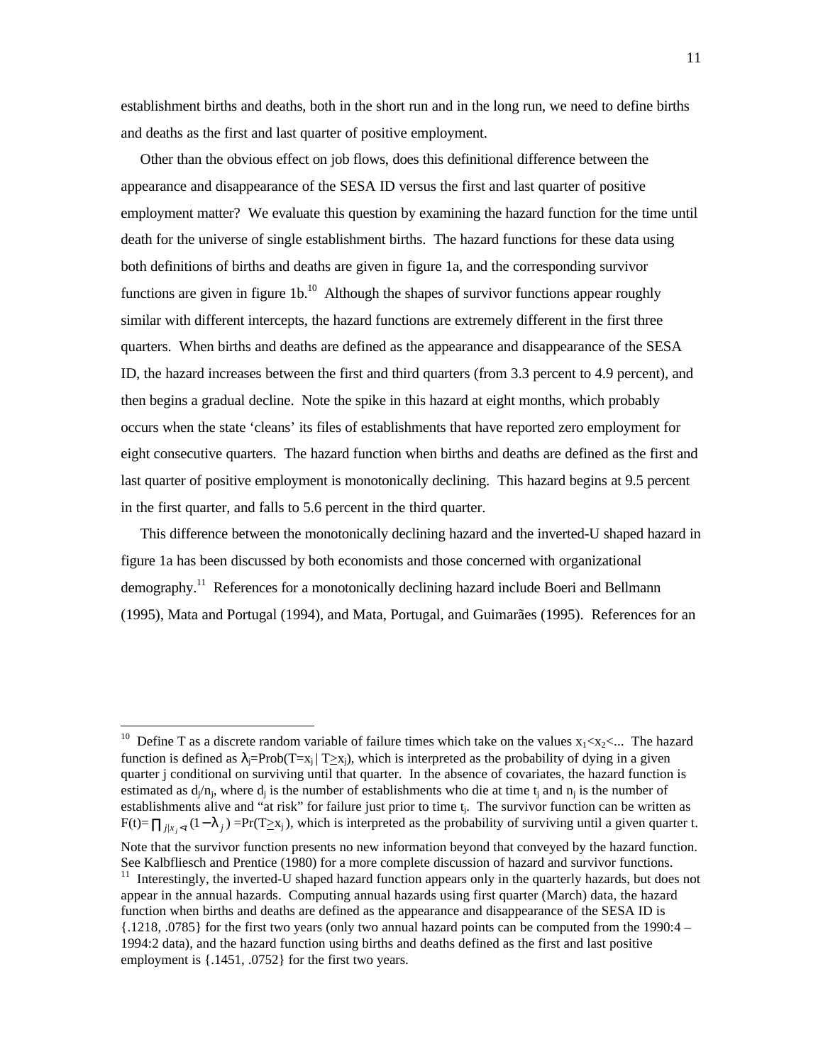establishment births and deaths, both in the short run and in the long run, we need to define births and deaths as the first and last quarter of positive employment.

Other than the obvious effect on job flows, does this definitional difference between the appearance and disappearance of the SESA ID versus the first and last quarter of positive employment matter? We evaluate this question by examining the hazard function for the time until death for the universe of single establishment births. The hazard functions for these data using both definitions of births and deaths are given in figure 1a, and the corresponding survivor functions are given in figure 1b.[10] Although the shapes of survivor functions appear roughly similar with different intercepts, the hazard functions are extremely different in the first three quarters. When births and deaths are defined as the appearance and disappearance of the SESA ID, the hazard increases between the first and third quarters (from 3.3 percent to 4.9 percent), and then begins a gradual decline. Note the spike in this hazard at eight months, which probably occurs when the state 'cleans' its files of establishments that have reported zero employment for eight consecutive quarters. The hazard function when births and deaths are defined as the first and last quarter of positive employment is monotonically declining. This hazard begins at 9.5 percent in the first quarter, and falls to 5.6 percent in the third quarter.

This difference between the monotonically declining hazard and the inverted-U shaped hazard in figure 1a has been discussed by both economists and those concerned with organizational demography.[11] References for a monotonically declining hazard include Boeri and Bellmann (1995), Mata and Portugal (1994), and Mata, Portugal, and Guimarães (1995). References for an

---

[10] Define T as a discrete random variable of failure times which take on the values $x_1 < x_2 < \ldots$ The hazard function is defined as $\lambda_j = \text{Prob}(T = x_j \mid T \geq x_j)$, which is interpreted as the probability of dying in a given quarter j conditional on surviving until that quarter. In the absence of covariates, the hazard function is estimated as $d_j/n_j$, where $d_j$ is the number of establishments who die at time $t_j$ and $n_j$ is the number of establishments alive and "at risk" for failure just prior to time $t_j$. The survivor function can be written as $F(t) = \prod_{j|x_j<t}(1-\lambda_j) = \Pr(T \geq x_j)$, which is interpreted as the probability of surviving until a given quarter t. Note that the survivor function presents no new information beyond that conveyed by the hazard function. See Kalbfliesch and Prentice (1980) for a more complete discussion of hazard and survivor functions.

[11] Interestingly, the inverted-U shaped hazard function appears only in the quarterly hazards, but does not appear in the annual hazards. Computing annual hazards using first quarter (March) data, the hazard function when births and deaths are defined as the appearance and disappearance of the SESA ID is {.1218, .0785} for the first two years (only two annual hazard points can be computed from the 1990:4 – 1994:2 data), and the hazard function using births and deaths defined as the first and last positive employment is {.1451, .0752} for the first two years.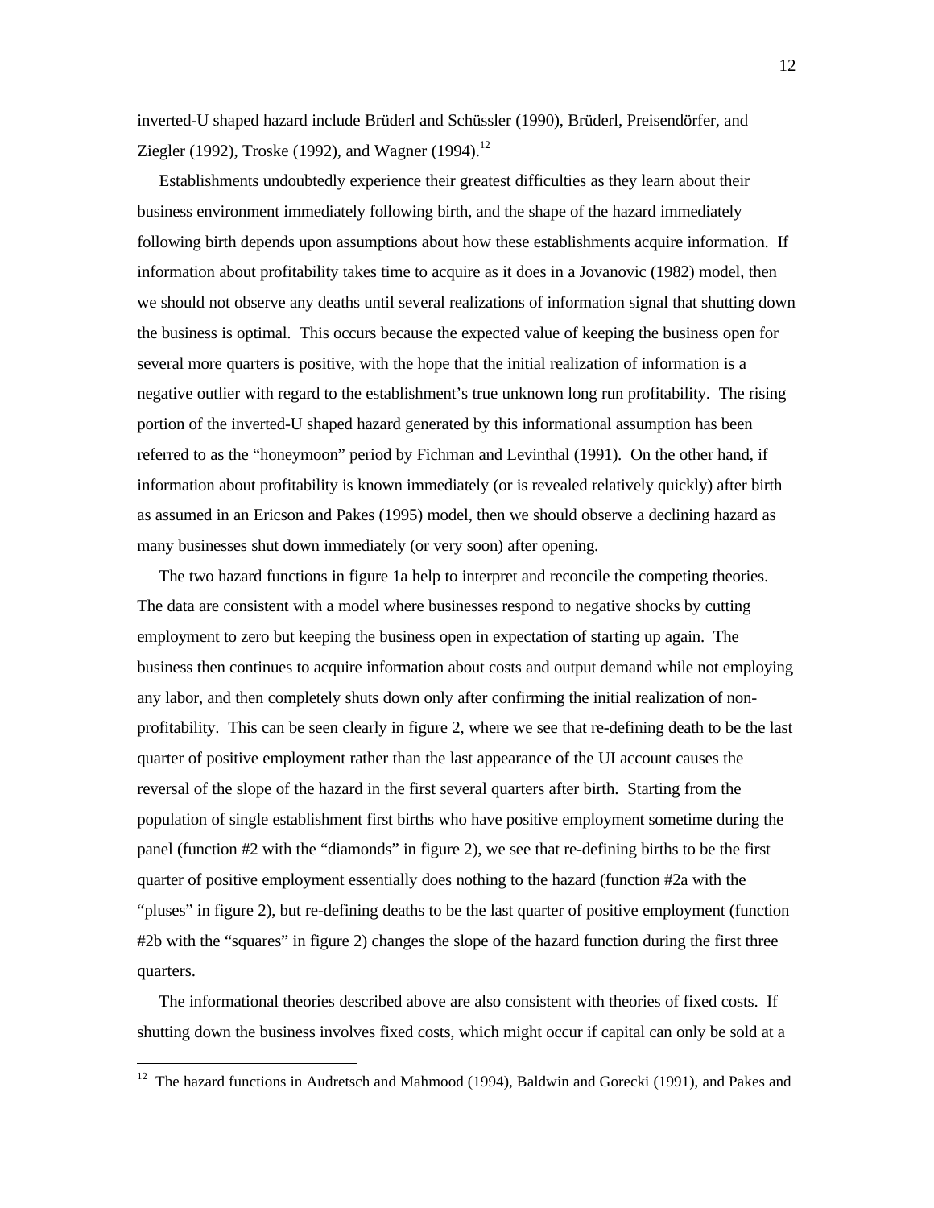inverted-U shaped hazard include Brüderl and Schüssler (1990), Brüderl, Preisendörfer, and Ziegler (1992), Troske (1992), and Wagner (1994).[12]

Establishments undoubtedly experience their greatest difficulties as they learn about their business environment immediately following birth, and the shape of the hazard immediately following birth depends upon assumptions about how these establishments acquire information. If information about profitability takes time to acquire as it does in a Jovanovic (1982) model, then we should not observe any deaths until several realizations of information signal that shutting down the business is optimal. This occurs because the expected value of keeping the business open for several more quarters is positive, with the hope that the initial realization of information is a negative outlier with regard to the establishment's true unknown long run profitability. The rising portion of the inverted-U shaped hazard generated by this informational assumption has been referred to as the "honeymoon" period by Fichman and Levinthal (1991). On the other hand, if information about profitability is known immediately (or is revealed relatively quickly) after birth as assumed in an Ericson and Pakes (1995) model, then we should observe a declining hazard as many businesses shut down immediately (or very soon) after opening.

The two hazard functions in figure 1a help to interpret and reconcile the competing theories. The data are consistent with a model where businesses respond to negative shocks by cutting employment to zero but keeping the business open in expectation of starting up again. The business then continues to acquire information about costs and output demand while not employing any labor, and then completely shuts down only after confirming the initial realization of non-profitability. This can be seen clearly in figure 2, where we see that re-defining death to be the last quarter of positive employment rather than the last appearance of the UI account causes the reversal of the slope of the hazard in the first several quarters after birth. Starting from the population of single establishment first births who have positive employment sometime during the panel (function #2 with the "diamonds" in figure 2), we see that re-defining births to be the first quarter of positive employment essentially does nothing to the hazard (function #2a with the "pluses" in figure 2), but re-defining deaths to be the last quarter of positive employment (function #2b with the "squares" in figure 2) changes the slope of the hazard function during the first three quarters.

The informational theories described above are also consistent with theories of fixed costs. If shutting down the business involves fixed costs, which might occur if capital can only be sold at a

[12] The hazard functions in Audretsch and Mahmood (1994), Baldwin and Gorecki (1991), and Pakes and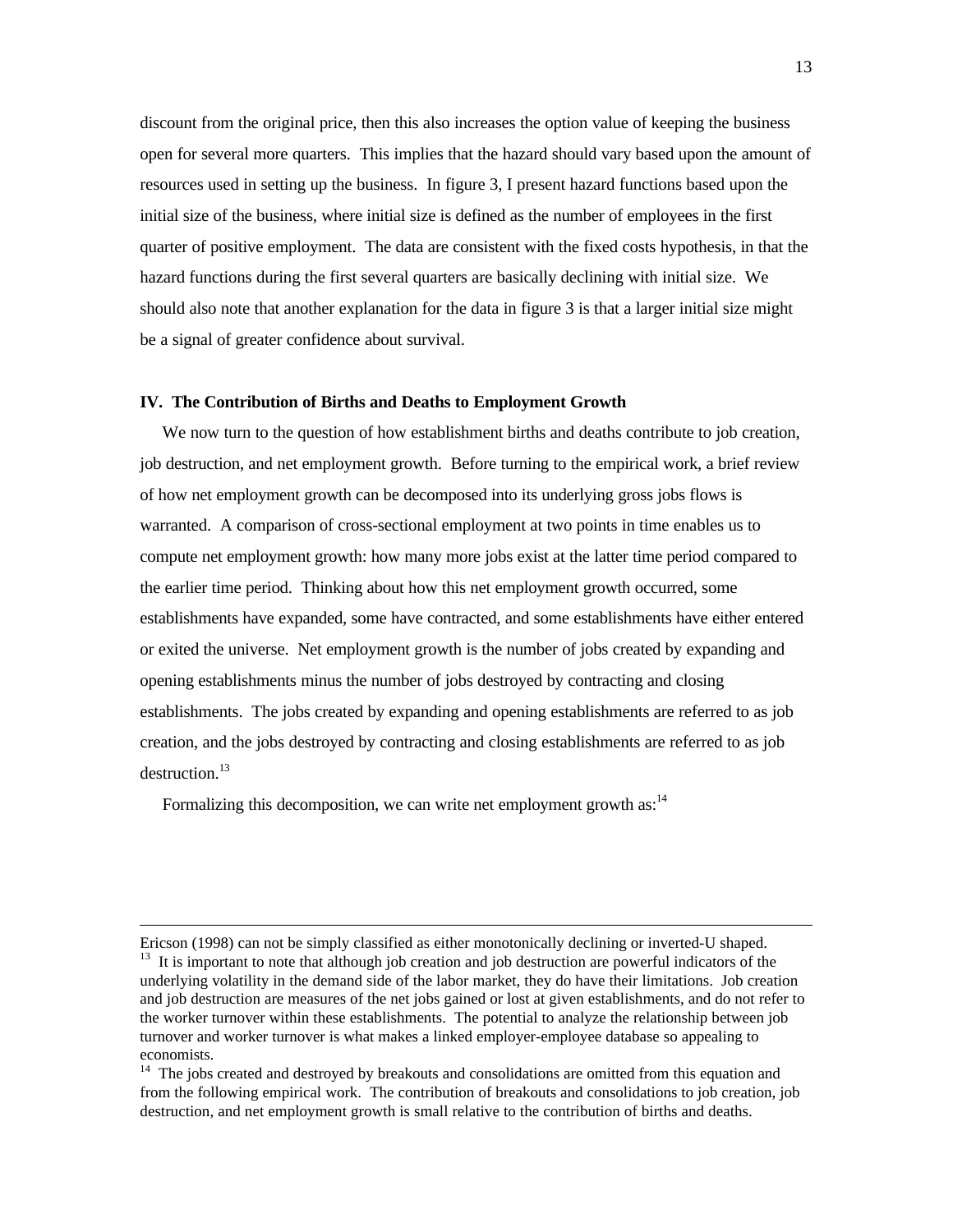discount from the original price, then this also increases the option value of keeping the business open for several more quarters. This implies that the hazard should vary based upon the amount of resources used in setting up the business. In figure 3, I present hazard functions based upon the initial size of the business, where initial size is defined as the number of employees in the first quarter of positive employment. The data are consistent with the fixed costs hypothesis, in that the hazard functions during the first several quarters are basically declining with initial size. We should also note that another explanation for the data in figure 3 is that a larger initial size might be a signal of greater confidence about survival.

## IV. The Contribution of Births and Deaths to Employment Growth

We now turn to the question of how establishment births and deaths contribute to job creation, job destruction, and net employment growth. Before turning to the empirical work, a brief review of how net employment growth can be decomposed into its underlying gross jobs flows is warranted. A comparison of cross-sectional employment at two points in time enables us to compute net employment growth: how many more jobs exist at the latter time period compared to the earlier time period. Thinking about how this net employment growth occurred, some establishments have expanded, some have contracted, and some establishments have either entered or exited the universe. Net employment growth is the number of jobs created by expanding and opening establishments minus the number of jobs destroyed by contracting and closing establishments. The jobs created by expanding and opening establishments are referred to as job creation, and the jobs destroyed by contracting and closing establishments are referred to as job destruction.[13]

Formalizing this decomposition, we can write net employment growth as:[14]

---

Ericson (1998) can not be simply classified as either monotonically declining or inverted-U shaped.

[13] It is important to note that although job creation and job destruction are powerful indicators of the underlying volatility in the demand side of the labor market, they do have their limitations. Job creation and job destruction are measures of the net jobs gained or lost at given establishments, and do not refer to the worker turnover within these establishments. The potential to analyze the relationship between job turnover and worker turnover is what makes a linked employer-employee database so appealing to economists.

[14] The jobs created and destroyed by breakouts and consolidations are omitted from this equation and from the following empirical work. The contribution of breakouts and consolidations to job creation, job destruction, and net employment growth is small relative to the contribution of births and deaths.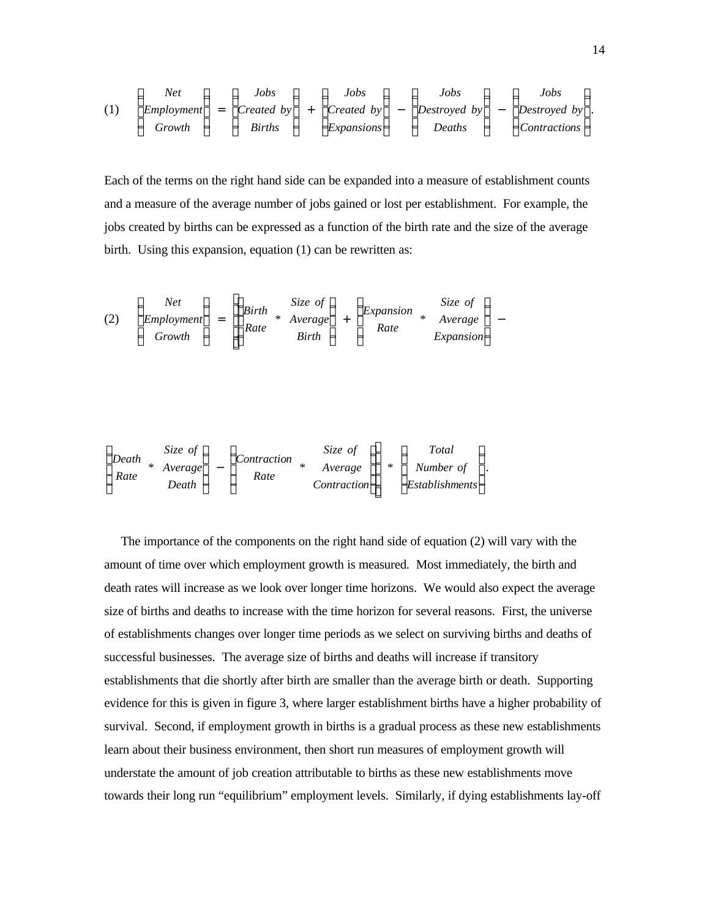$$(1)\quad \begin{pmatrix} Net \\ Employment \\ Growth \end{pmatrix} = \begin{pmatrix} Jobs \\ Created\ by \\ Births \end{pmatrix} + \begin{pmatrix} Jobs \\ Created\ by \\ Expansions \end{pmatrix} - \begin{pmatrix} Jobs \\ Destroyed\ by \\ Deaths \end{pmatrix} - \begin{pmatrix} Jobs \\ Destroyed\ by \\ Contractions \end{pmatrix}.$$

Each of the terms on the right hand side can be expanded into a measure of establishment counts and a measure of the average number of jobs gained or lost per establishment. For example, the jobs created by births can be expressed as a function of the birth rate and the size of the average birth. Using this expansion, equation (1) can be rewritten as:

$$(2)\quad \begin{pmatrix} Net \\ Employment \\ Growth \end{pmatrix} = \left[ \begin{pmatrix} Birth \\ Rate \end{pmatrix} * \begin{pmatrix} Size\ of \\ Average \\ Birth \end{pmatrix} + \begin{pmatrix} Expansion \\ Rate \end{pmatrix} * \begin{pmatrix} Size\ of \\ Average \\ Expansion \end{pmatrix} - \right.$$

$$\left. \begin{pmatrix} Death \\ Rate \end{pmatrix} * \begin{pmatrix} Size\ of \\ Average \\ Death \end{pmatrix} - \begin{pmatrix} Contraction \\ Rate \end{pmatrix} * \begin{pmatrix} Size\ of \\ Average \\ Contraction \end{pmatrix} \right] * \begin{pmatrix} Total \\ Number\ of \\ Establishments \end{pmatrix}.$$

The importance of the components on the right hand side of equation (2) will vary with the amount of time over which employment growth is measured. Most immediately, the birth and death rates will increase as we look over longer time horizons. We would also expect the average size of births and deaths to increase with the time horizon for several reasons. First, the universe of establishments changes over longer time periods as we select on surviving births and deaths of successful businesses. The average size of births and deaths will increase if transitory establishments that die shortly after birth are smaller than the average birth or death. Supporting evidence for this is given in figure 3, where larger establishment births have a higher probability of survival. Second, if employment growth in births is a gradual process as these new establishments learn about their business environment, then short run measures of employment growth will understate the amount of job creation attributable to births as these new establishments move towards their long run "equilibrium" employment levels. Similarly, if dying establishments lay-off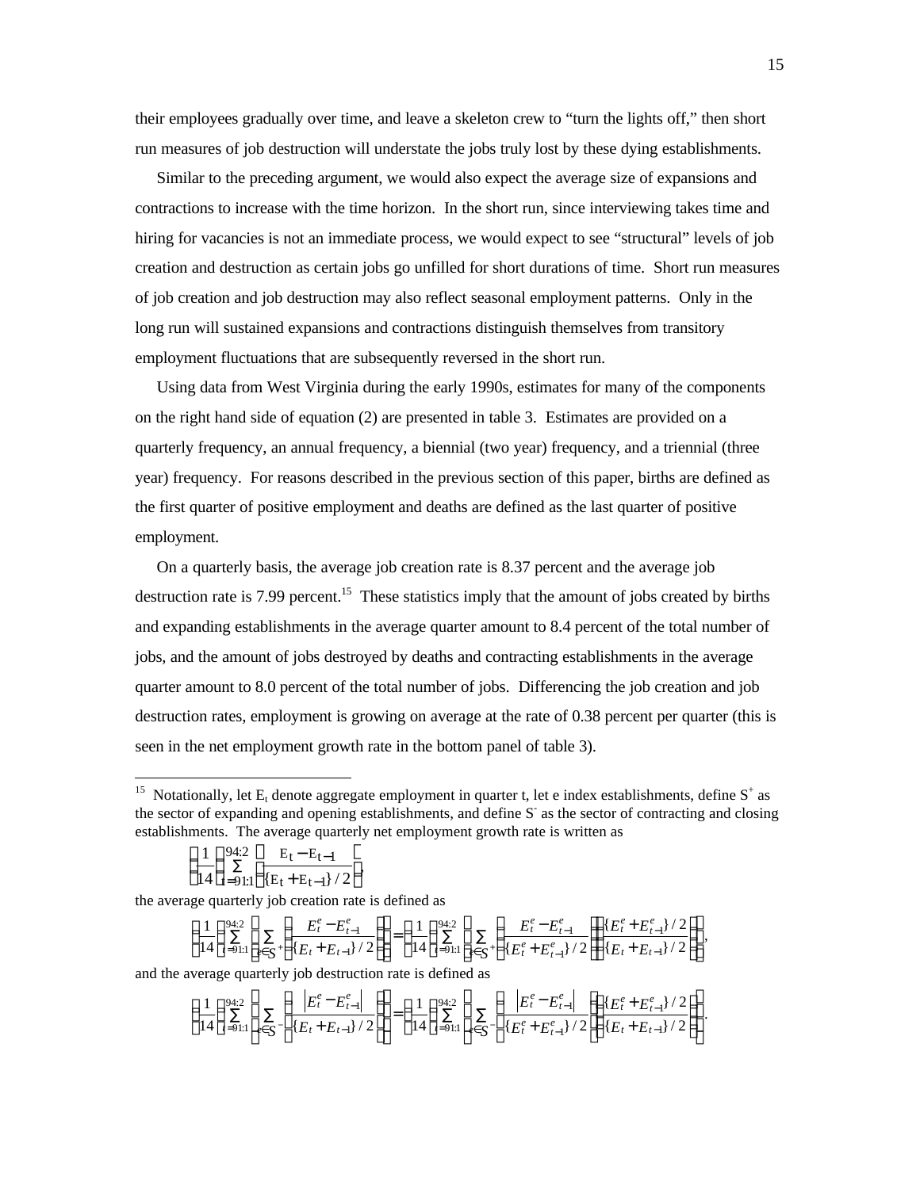their employees gradually over time, and leave a skeleton crew to "turn the lights off," then short run measures of job destruction will understate the jobs truly lost by these dying establishments.

Similar to the preceding argument, we would also expect the average size of expansions and contractions to increase with the time horizon. In the short run, since interviewing takes time and hiring for vacancies is not an immediate process, we would expect to see "structural" levels of job creation and destruction as certain jobs go unfilled for short durations of time. Short run measures of job creation and job destruction may also reflect seasonal employment patterns. Only in the long run will sustained expansions and contractions distinguish themselves from transitory employment fluctuations that are subsequently reversed in the short run.

Using data from West Virginia during the early 1990s, estimates for many of the components on the right hand side of equation (2) are presented in table 3. Estimates are provided on a quarterly frequency, an annual frequency, a biennial (two year) frequency, and a triennial (three year) frequency. For reasons described in the previous section of this paper, births are defined as the first quarter of positive employment and deaths are defined as the last quarter of positive employment.

On a quarterly basis, the average job creation rate is 8.37 percent and the average job destruction rate is 7.99 percent.[15] These statistics imply that the amount of jobs created by births and expanding establishments in the average quarter amount to 8.4 percent of the total number of jobs, and the amount of jobs destroyed by deaths and contracting establishments in the average quarter amount to 8.0 percent of the total number of jobs. Differencing the job creation and job destruction rates, employment is growing on average at the rate of 0.38 percent per quarter (this is seen in the net employment growth rate in the bottom panel of table 3).

---

[15] Notationally, let $E_t$ denote aggregate employment in quarter t, let e index establishments, define $S^+$ as the sector of expanding and opening establishments, and define $S^-$ as the sector of contracting and closing establishments. The average quarterly net employment growth rate is written as

$$\left(\frac{1}{14}\right)\left(\sum_{t=91:1}^{94:2}\left(\frac{E_t - E_{t-1}}{\{E_t + E_{t-1}\}/2}\right)\right),$$

the average quarterly job creation rate is defined as

$$\left(\frac{1}{14}\right)\left(\sum_{t=91:1}^{94:2}\left(\sum_{e\in S^+}\left(\frac{E_t^e - E_{t-1}^e}{\{E_t + E_{t-1}\}/2}\right)\right)\right) = \left(\frac{1}{14}\right)\left(\sum_{t=91:1}^{94:2}\left(\sum_{e\in S^+}\left(\frac{E_t^e - E_{t-1}^e}{\{E_t^e + E_{t-1}^e\}/2}\right)\left(\frac{\{E_t^e + E_{t-1}^e\}/2}{\{E_t + E_{t-1}\}/2}\right)\right)\right),$$

and the average quarterly job destruction rate is defined as

$$\left(\frac{1}{14}\right)\left(\sum_{t=91:1}^{94:2}\left(\sum_{e\in S^-}\left(\frac{\left|E_t^e - E_{t-1}^e\right|}{\{E_t + E_{t-1}\}/2}\right)\right)\right) = \left(\frac{1}{14}\right)\left(\sum_{t=91:1}^{94:2}\left(\sum_{e\in S^-}\left(\frac{\left|E_t^e - E_{t-1}^e\right|}{\{E_t^e + E_{t-1}^e\}/2}\right)\left(\frac{\{E_t^e + E_{t-1}^e\}/2}{\{E_t + E_{t-1}\}/2}\right)\right)\right).$$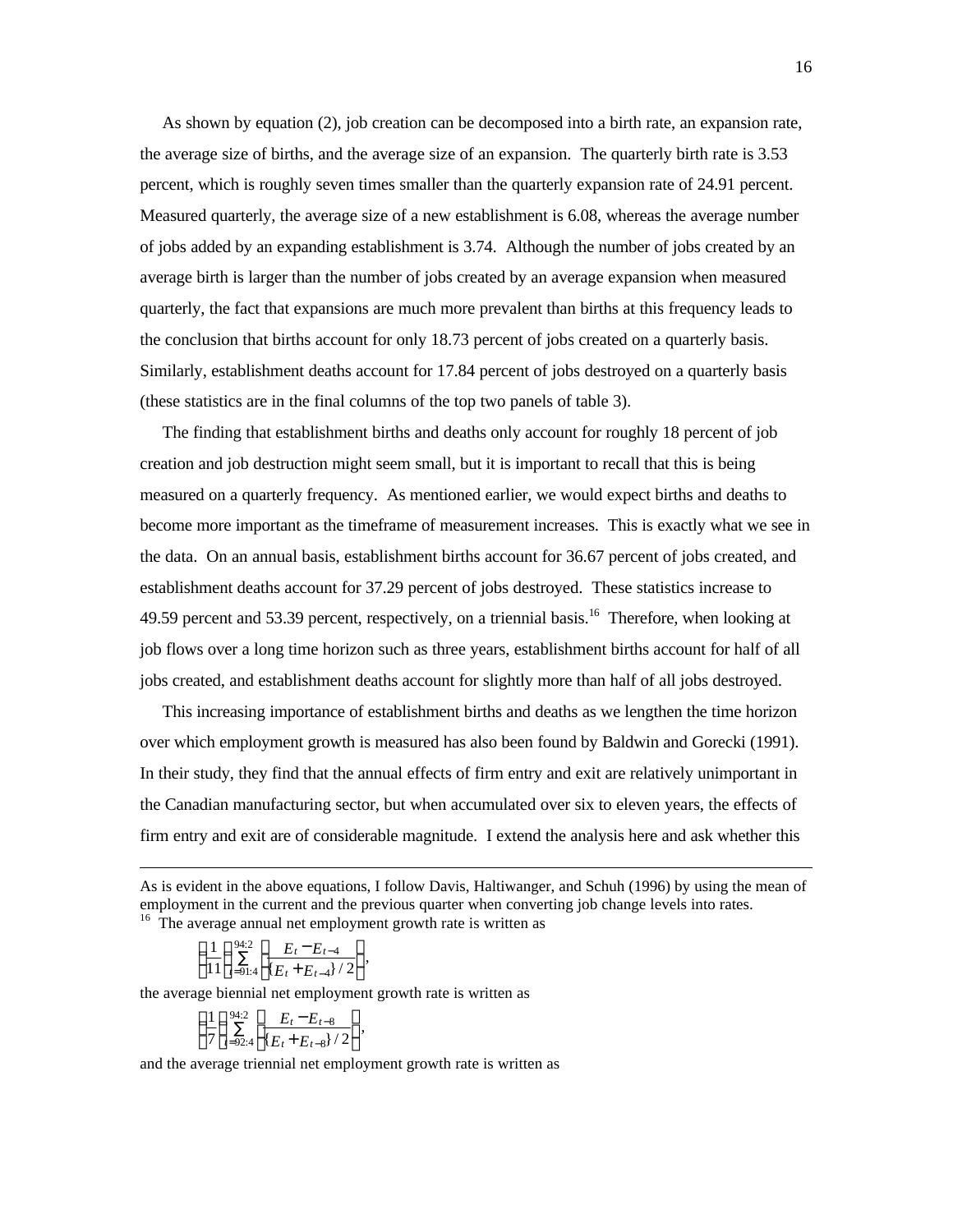As shown by equation (2), job creation can be decomposed into a birth rate, an expansion rate, the average size of births, and the average size of an expansion. The quarterly birth rate is 3.53 percent, which is roughly seven times smaller than the quarterly expansion rate of 24.91 percent. Measured quarterly, the average size of a new establishment is 6.08, whereas the average number of jobs added by an expanding establishment is 3.74. Although the number of jobs created by an average birth is larger than the number of jobs created by an average expansion when measured quarterly, the fact that expansions are much more prevalent than births at this frequency leads to the conclusion that births account for only 18.73 percent of jobs created on a quarterly basis. Similarly, establishment deaths account for 17.84 percent of jobs destroyed on a quarterly basis (these statistics are in the final columns of the top two panels of table 3).

The finding that establishment births and deaths only account for roughly 18 percent of job creation and job destruction might seem small, but it is important to recall that this is being measured on a quarterly frequency. As mentioned earlier, we would expect births and deaths to become more important as the timeframe of measurement increases. This is exactly what we see in the data. On an annual basis, establishment births account for 36.67 percent of jobs created, and establishment deaths account for 37.29 percent of jobs destroyed. These statistics increase to 49.59 percent and 53.39 percent, respectively, on a triennial basis.[16] Therefore, when looking at job flows over a long time horizon such as three years, establishment births account for half of all jobs created, and establishment deaths account for slightly more than half of all jobs destroyed.

This increasing importance of establishment births and deaths as we lengthen the time horizon over which employment growth is measured has also been found by Baldwin and Gorecki (1991). In their study, they find that the annual effects of firm entry and exit are relatively unimportant in the Canadian manufacturing sector, but when accumulated over six to eleven years, the effects of firm entry and exit are of considerable magnitude. I extend the analysis here and ask whether this

---

As is evident in the above equations, I follow Davis, Haltiwanger, and Schuh (1996) by using the mean of employment in the current and the previous quarter when converting job change levels into rates.

[16] The average annual net employment growth rate is written as

$$\left(\frac{1}{11}\right)\sum_{t=91:4}^{94:2}\left(\frac{E_t - E_{t-4}}{\{E_t + E_{t-4}\}/2}\right),$$

the average biennial net employment growth rate is written as

$$\left(\frac{1}{7}\right)\sum_{t=92:4}^{94:2}\left(\frac{E_t - E_{t-8}}{\{E_t + E_{t-8}\}/2}\right),$$

and the average triennial net employment growth rate is written as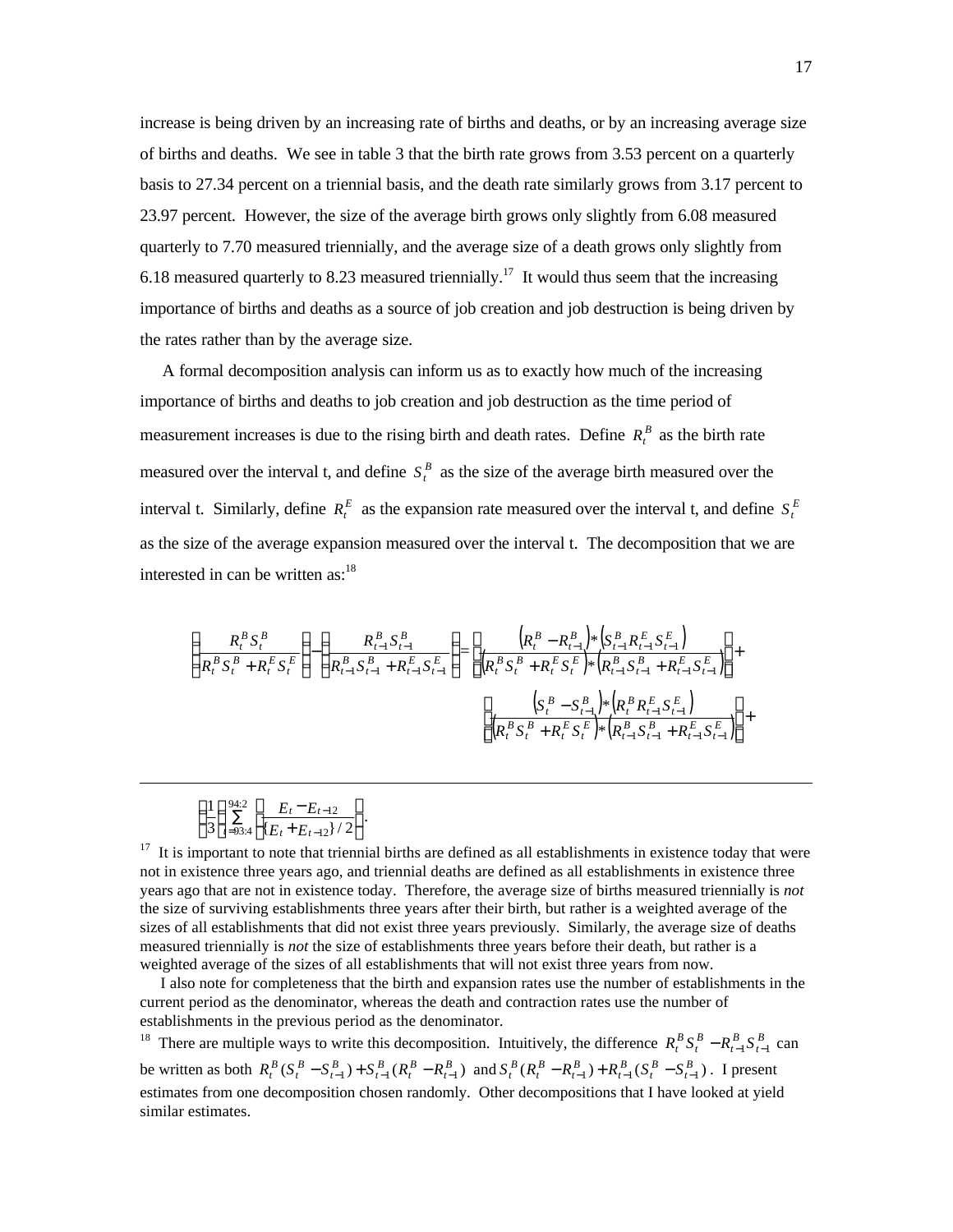increase is being driven by an increasing rate of births and deaths, or by an increasing average size of births and deaths. We see in table 3 that the birth rate grows from 3.53 percent on a quarterly basis to 27.34 percent on a triennial basis, and the death rate similarly grows from 3.17 percent to 23.97 percent. However, the size of the average birth grows only slightly from 6.08 measured quarterly to 7.70 measured triennially, and the average size of a death grows only slightly from 6.18 measured quarterly to 8.23 measured triennially.[17] It would thus seem that the increasing importance of births and deaths as a source of job creation and job destruction is being driven by the rates rather than by the average size.

A formal decomposition analysis can inform us as to exactly how much of the increasing importance of births and deaths to job creation and job destruction as the time period of measurement increases is due to the rising birth and death rates. Define $R_t^B$ as the birth rate measured over the interval t, and define $S_t^B$ as the size of the average birth measured over the interval t. Similarly, define $R_t^E$ as the expansion rate measured over the interval t, and define $S_t^E$ as the size of the average expansion measured over the interval t. The decomposition that we are interested in can be written as:[18]

$$\left(\frac{R_t^B S_t^B}{R_t^B S_t^B + R_t^E S_t^E}\right) - \left(\frac{R_{t-1}^B S_{t-1}^B}{R_{t-1}^B S_{t-1}^B + R_{t-1}^E S_{t-1}^E}\right) = \left(\frac{\left(R_t^B - R_{t-1}^B\right)*\left(S_{t-1}^B R_{t-1}^E S_{t-1}^E\right)}{\left(R_t^B S_t^B + R_t^E S_t^E\right)*\left(R_{t-1}^B S_{t-1}^B + R_{t-1}^E S_{t-1}^E\right)}\right) +$$

$$\left(\frac{\left(S_t^B - S_{t-1}^B\right)*\left(R_t^B R_{t-1}^E S_{t-1}^E\right)}{\left(R_t^B S_t^B + R_t^E S_t^E\right)*\left(R_{t-1}^B S_{t-1}^B + R_{t-1}^E S_{t-1}^E\right)}\right) +$$

---

$$\left(\frac{1}{3}\right)\left(\sum_{t=93:4}^{94:2}\left(\frac{E_t - E_{t-12}}{\{E_t + E_{t-12}\}/2}\right)\right).$$

[17] It is important to note that triennial births are defined as all establishments in existence today that were not in existence three years ago, and triennial deaths are defined as all establishments in existence three years ago that are not in existence today. Therefore, the average size of births measured triennially is *not* the size of surviving establishments three years after their birth, but rather is a weighted average of the sizes of all establishments that did not exist three years previously. Similarly, the average size of deaths measured triennially is *not* the size of establishments three years before their death, but rather is a weighted average of the sizes of all establishments that will not exist three years from now.

I also note for completeness that the birth and expansion rates use the number of establishments in the current period as the denominator, whereas the death and contraction rates use the number of establishments in the previous period as the denominator.

[18] There are multiple ways to write this decomposition. Intuitively, the difference $R_t^B S_t^B - R_{t-1}^B S_{t-1}^B$ can be written as both $R_t^B(S_t^B - S_{t-1}^B) + S_{t-1}^B(R_t^B - R_{t-1}^B)$ and $S_t^B(R_t^B - R_{t-1}^B) + R_{t-1}^B(S_t^B - S_{t-1}^B)$. I present estimates from one decomposition chosen randomly. Other decompositions that I have looked at yield similar estimates.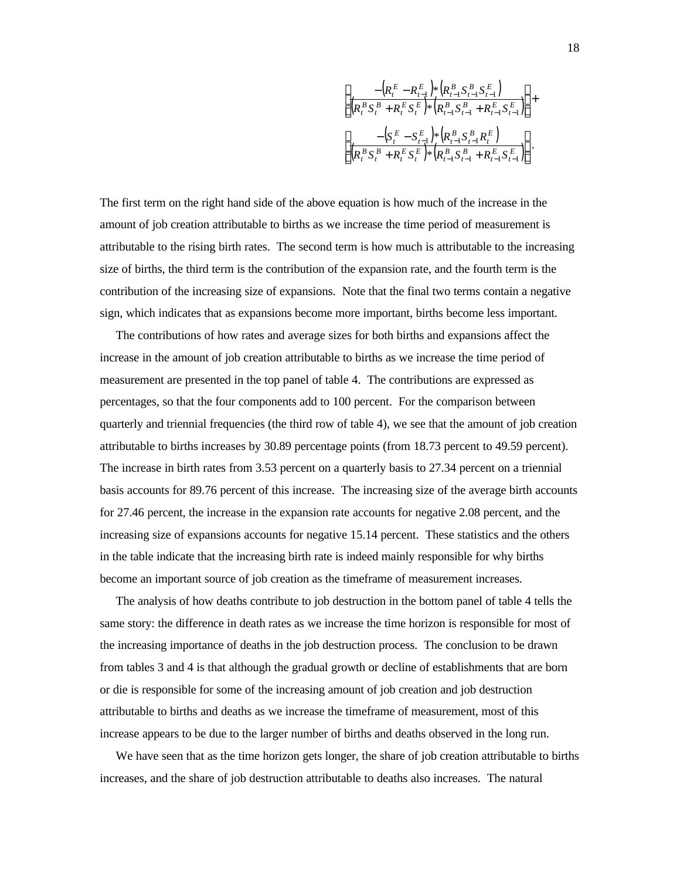$$
\left[\frac{-\left(R_t^E - R_{t-1}^E\right)*\left(R_{t-1}^B S_{t-1}^B S_{t-1}^E\right)}{\left(R_t^B S_t^B + R_t^E S_t^E\right)*\left(R_{t-1}^B S_{t-1}^B + R_{t-1}^E S_{t-1}^E\right)}\right]+
$$

$$
\left[\frac{-\left(S_t^E - S_{t-1}^E\right)*\left(R_{t-1}^B S_{t-1}^B R_t^E\right)}{\left(R_t^B S_t^B + R_t^E S_t^E\right)*\left(R_{t-1}^B S_{t-1}^B + R_{t-1}^E S_{t-1}^E\right)}\right].
$$

The first term on the right hand side of the above equation is how much of the increase in the amount of job creation attributable to births as we increase the time period of measurement is attributable to the rising birth rates. The second term is how much is attributable to the increasing size of births, the third term is the contribution of the expansion rate, and the fourth term is the contribution of the increasing size of expansions. Note that the final two terms contain a negative sign, which indicates that as expansions become more important, births become less important.

The contributions of how rates and average sizes for both births and expansions affect the increase in the amount of job creation attributable to births as we increase the time period of measurement are presented in the top panel of table 4. The contributions are expressed as percentages, so that the four components add to 100 percent. For the comparison between quarterly and triennial frequencies (the third row of table 4), we see that the amount of job creation attributable to births increases by 30.89 percentage points (from 18.73 percent to 49.59 percent). The increase in birth rates from 3.53 percent on a quarterly basis to 27.34 percent on a triennial basis accounts for 89.76 percent of this increase. The increasing size of the average birth accounts for 27.46 percent, the increase in the expansion rate accounts for negative 2.08 percent, and the increasing size of expansions accounts for negative 15.14 percent. These statistics and the others in the table indicate that the increasing birth rate is indeed mainly responsible for why births become an important source of job creation as the timeframe of measurement increases.

The analysis of how deaths contribute to job destruction in the bottom panel of table 4 tells the same story: the difference in death rates as we increase the time horizon is responsible for most of the increasing importance of deaths in the job destruction process. The conclusion to be drawn from tables 3 and 4 is that although the gradual growth or decline of establishments that are born or die is responsible for some of the increasing amount of job creation and job destruction attributable to births and deaths as we increase the timeframe of measurement, most of this increase appears to be due to the larger number of births and deaths observed in the long run.

We have seen that as the time horizon gets longer, the share of job creation attributable to births increases, and the share of job destruction attributable to deaths also increases. The natural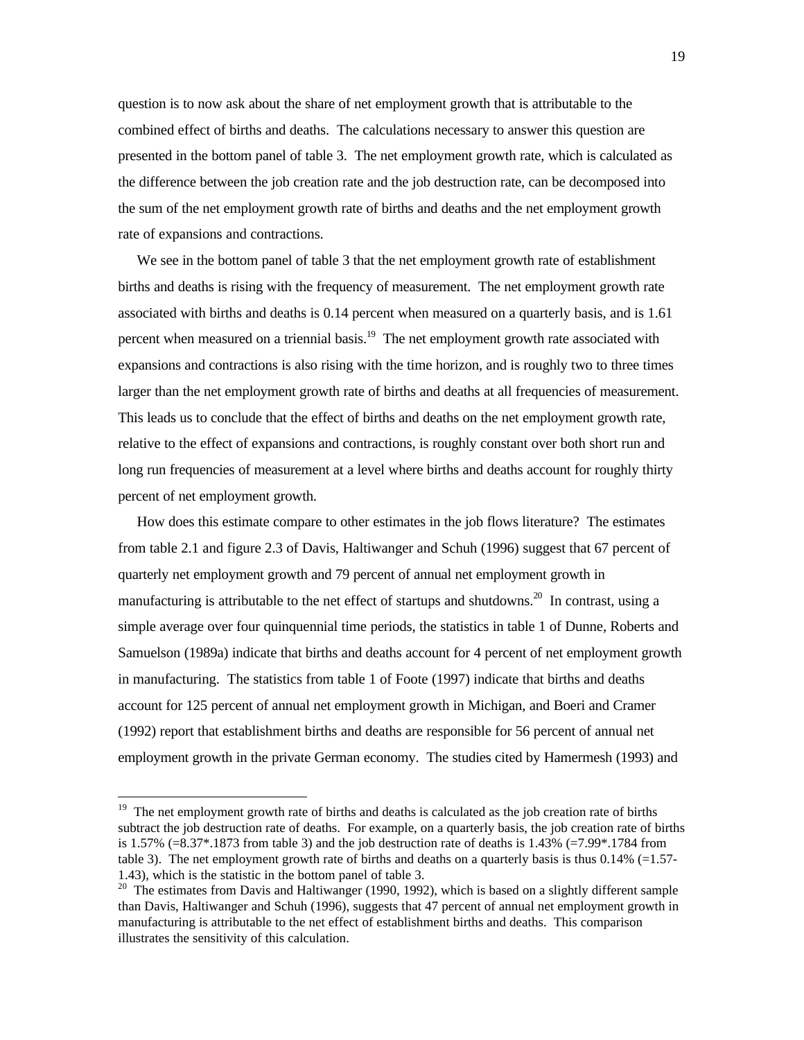question is to now ask about the share of net employment growth that is attributable to the combined effect of births and deaths. The calculations necessary to answer this question are presented in the bottom panel of table 3. The net employment growth rate, which is calculated as the difference between the job creation rate and the job destruction rate, can be decomposed into the sum of the net employment growth rate of births and deaths and the net employment growth rate of expansions and contractions.

We see in the bottom panel of table 3 that the net employment growth rate of establishment births and deaths is rising with the frequency of measurement. The net employment growth rate associated with births and deaths is 0.14 percent when measured on a quarterly basis, and is 1.61 percent when measured on a triennial basis.[19] The net employment growth rate associated with expansions and contractions is also rising with the time horizon, and is roughly two to three times larger than the net employment growth rate of births and deaths at all frequencies of measurement. This leads us to conclude that the effect of births and deaths on the net employment growth rate, relative to the effect of expansions and contractions, is roughly constant over both short run and long run frequencies of measurement at a level where births and deaths account for roughly thirty percent of net employment growth.

How does this estimate compare to other estimates in the job flows literature? The estimates from table 2.1 and figure 2.3 of Davis, Haltiwanger and Schuh (1996) suggest that 67 percent of quarterly net employment growth and 79 percent of annual net employment growth in manufacturing is attributable to the net effect of startups and shutdowns.[20] In contrast, using a simple average over four quinquennial time periods, the statistics in table 1 of Dunne, Roberts and Samuelson (1989a) indicate that births and deaths account for 4 percent of net employment growth in manufacturing. The statistics from table 1 of Foote (1997) indicate that births and deaths account for 125 percent of annual net employment growth in Michigan, and Boeri and Cramer (1992) report that establishment births and deaths are responsible for 56 percent of annual net employment growth in the private German economy. The studies cited by Hamermesh (1993) and

---

[19] The net employment growth rate of births and deaths is calculated as the job creation rate of births subtract the job destruction rate of deaths. For example, on a quarterly basis, the job creation rate of births is 1.57% (=8.37*.1873 from table 3) and the job destruction rate of deaths is 1.43% (=7.99*.1784 from table 3). The net employment growth rate of births and deaths on a quarterly basis is thus 0.14% (=1.57-1.43), which is the statistic in the bottom panel of table 3.

[20] The estimates from Davis and Haltiwanger (1990, 1992), which is based on a slightly different sample than Davis, Haltiwanger and Schuh (1996), suggests that 47 percent of annual net employment growth in manufacturing is attributable to the net effect of establishment births and deaths. This comparison illustrates the sensitivity of this calculation.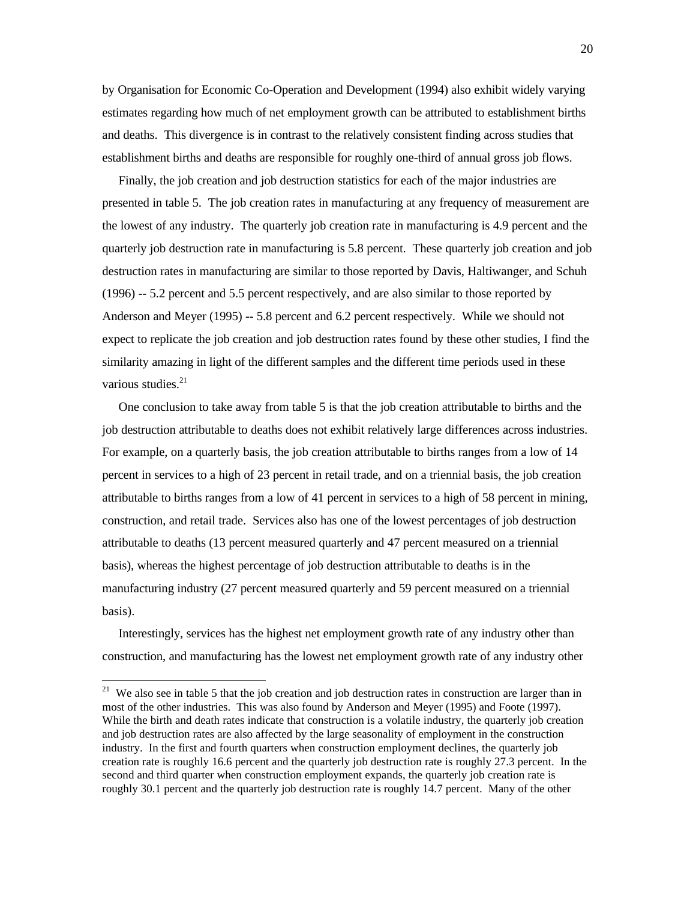by Organisation for Economic Co-Operation and Development (1994) also exhibit widely varying estimates regarding how much of net employment growth can be attributed to establishment births and deaths. This divergence is in contrast to the relatively consistent finding across studies that establishment births and deaths are responsible for roughly one-third of annual gross job flows.

Finally, the job creation and job destruction statistics for each of the major industries are presented in table 5. The job creation rates in manufacturing at any frequency of measurement are the lowest of any industry. The quarterly job creation rate in manufacturing is 4.9 percent and the quarterly job destruction rate in manufacturing is 5.8 percent. These quarterly job creation and job destruction rates in manufacturing are similar to those reported by Davis, Haltiwanger, and Schuh (1996) -- 5.2 percent and 5.5 percent respectively, and are also similar to those reported by Anderson and Meyer (1995) -- 5.8 percent and 6.2 percent respectively. While we should not expect to replicate the job creation and job destruction rates found by these other studies, I find the similarity amazing in light of the different samples and the different time periods used in these various studies.[21]

One conclusion to take away from table 5 is that the job creation attributable to births and the job destruction attributable to deaths does not exhibit relatively large differences across industries. For example, on a quarterly basis, the job creation attributable to births ranges from a low of 14 percent in services to a high of 23 percent in retail trade, and on a triennial basis, the job creation attributable to births ranges from a low of 41 percent in services to a high of 58 percent in mining, construction, and retail trade. Services also has one of the lowest percentages of job destruction attributable to deaths (13 percent measured quarterly and 47 percent measured on a triennial basis), whereas the highest percentage of job destruction attributable to deaths is in the manufacturing industry (27 percent measured quarterly and 59 percent measured on a triennial basis).

Interestingly, services has the highest net employment growth rate of any industry other than construction, and manufacturing has the lowest net employment growth rate of any industry other

[21] We also see in table 5 that the job creation and job destruction rates in construction are larger than in most of the other industries. This was also found by Anderson and Meyer (1995) and Foote (1997). While the birth and death rates indicate that construction is a volatile industry, the quarterly job creation and job destruction rates are also affected by the large seasonality of employment in the construction industry. In the first and fourth quarters when construction employment declines, the quarterly job creation rate is roughly 16.6 percent and the quarterly job destruction rate is roughly 27.3 percent. In the second and third quarter when construction employment expands, the quarterly job creation rate is roughly 30.1 percent and the quarterly job destruction rate is roughly 14.7 percent. Many of the other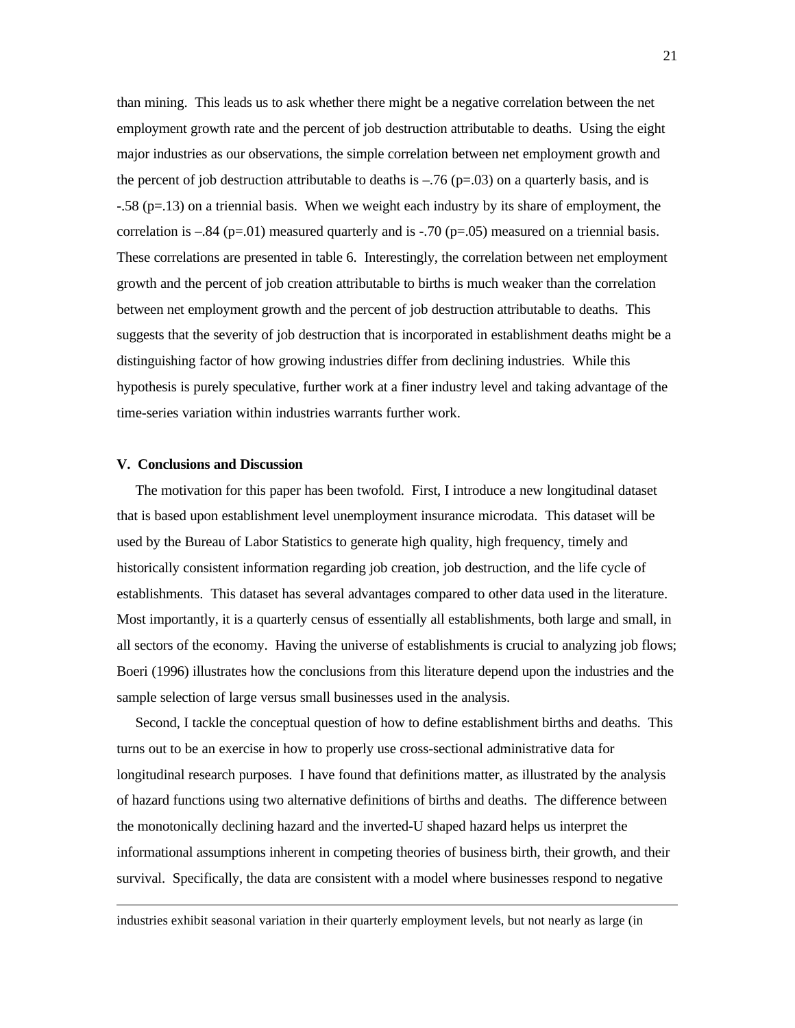than mining. This leads us to ask whether there might be a negative correlation between the net employment growth rate and the percent of job destruction attributable to deaths. Using the eight major industries as our observations, the simple correlation between net employment growth and the percent of job destruction attributable to deaths is –.76 (p=.03) on a quarterly basis, and is -.58 (p=.13) on a triennial basis. When we weight each industry by its share of employment, the correlation is –.84 (p=.01) measured quarterly and is -.70 (p=.05) measured on a triennial basis. These correlations are presented in table 6. Interestingly, the correlation between net employment growth and the percent of job creation attributable to births is much weaker than the correlation between net employment growth and the percent of job destruction attributable to deaths. This suggests that the severity of job destruction that is incorporated in establishment deaths might be a distinguishing factor of how growing industries differ from declining industries. While this hypothesis is purely speculative, further work at a finer industry level and taking advantage of the time-series variation within industries warrants further work.

**V. Conclusions and Discussion**

The motivation for this paper has been twofold. First, I introduce a new longitudinal dataset that is based upon establishment level unemployment insurance microdata. This dataset will be used by the Bureau of Labor Statistics to generate high quality, high frequency, timely and historically consistent information regarding job creation, job destruction, and the life cycle of establishments. This dataset has several advantages compared to other data used in the literature. Most importantly, it is a quarterly census of essentially all establishments, both large and small, in all sectors of the economy. Having the universe of establishments is crucial to analyzing job flows; Boeri (1996) illustrates how the conclusions from this literature depend upon the industries and the sample selection of large versus small businesses used in the analysis.

Second, I tackle the conceptual question of how to define establishment births and deaths. This turns out to be an exercise in how to properly use cross-sectional administrative data for longitudinal research purposes. I have found that definitions matter, as illustrated by the analysis of hazard functions using two alternative definitions of births and deaths. The difference between the monotonically declining hazard and the inverted-U shaped hazard helps us interpret the informational assumptions inherent in competing theories of business birth, their growth, and their survival. Specifically, the data are consistent with a model where businesses respond to negative

industries exhibit seasonal variation in their quarterly employment levels, but not nearly as large (in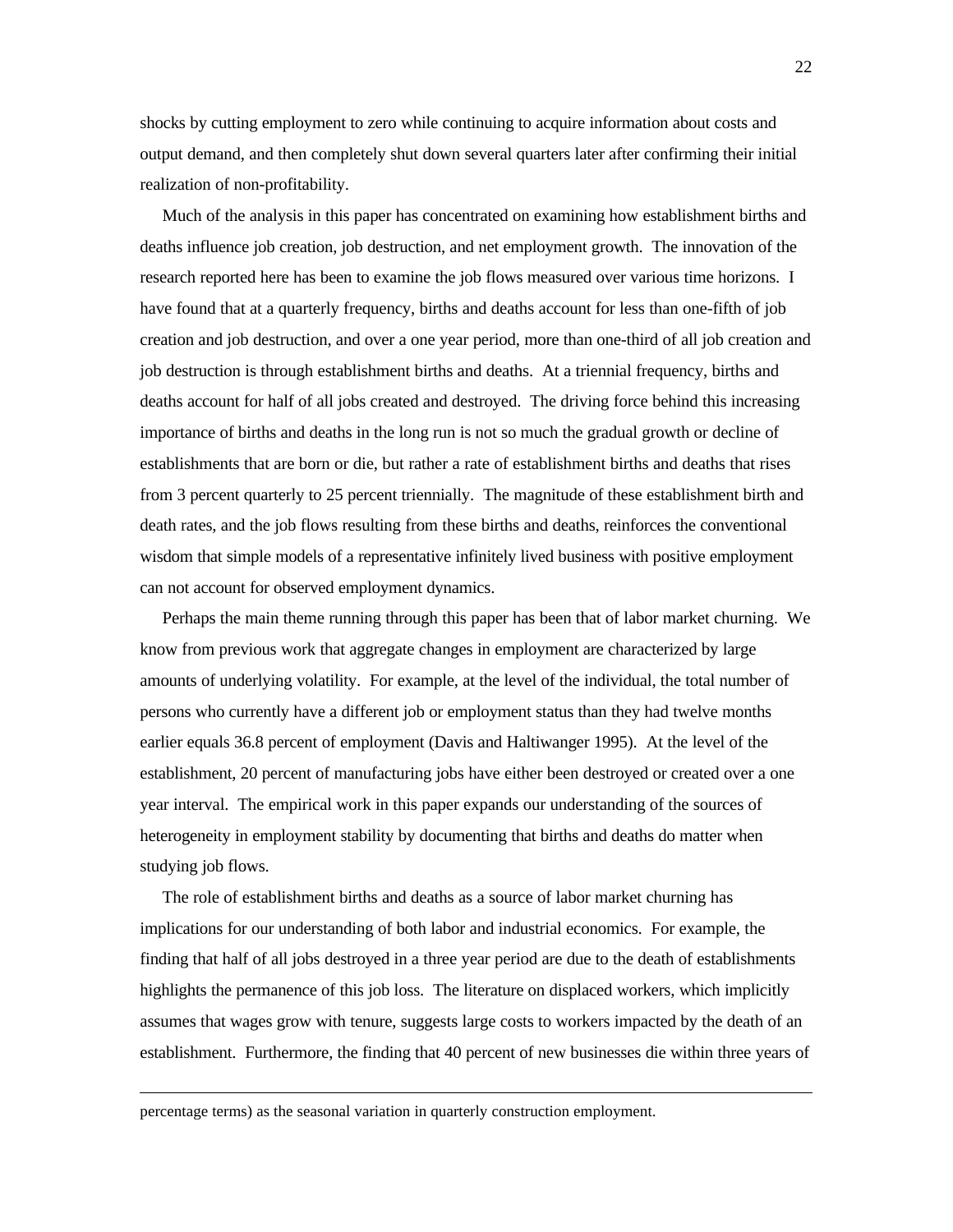shocks by cutting employment to zero while continuing to acquire information about costs and output demand, and then completely shut down several quarters later after confirming their initial realization of non-profitability.

Much of the analysis in this paper has concentrated on examining how establishment births and deaths influence job creation, job destruction, and net employment growth. The innovation of the research reported here has been to examine the job flows measured over various time horizons. I have found that at a quarterly frequency, births and deaths account for less than one-fifth of job creation and job destruction, and over a one year period, more than one-third of all job creation and job destruction is through establishment births and deaths. At a triennial frequency, births and deaths account for half of all jobs created and destroyed. The driving force behind this increasing importance of births and deaths in the long run is not so much the gradual growth or decline of establishments that are born or die, but rather a rate of establishment births and deaths that rises from 3 percent quarterly to 25 percent triennially. The magnitude of these establishment birth and death rates, and the job flows resulting from these births and deaths, reinforces the conventional wisdom that simple models of a representative infinitely lived business with positive employment can not account for observed employment dynamics.

Perhaps the main theme running through this paper has been that of labor market churning. We know from previous work that aggregate changes in employment are characterized by large amounts of underlying volatility. For example, at the level of the individual, the total number of persons who currently have a different job or employment status than they had twelve months earlier equals 36.8 percent of employment (Davis and Haltiwanger 1995). At the level of the establishment, 20 percent of manufacturing jobs have either been destroyed or created over a one year interval. The empirical work in this paper expands our understanding of the sources of heterogeneity in employment stability by documenting that births and deaths do matter when studying job flows.

The role of establishment births and deaths as a source of labor market churning has implications for our understanding of both labor and industrial economics. For example, the finding that half of all jobs destroyed in a three year period are due to the death of establishments highlights the permanence of this job loss. The literature on displaced workers, which implicitly assumes that wages grow with tenure, suggests large costs to workers impacted by the death of an establishment. Furthermore, the finding that 40 percent of new businesses die within three years of

percentage terms) as the seasonal variation in quarterly construction employment.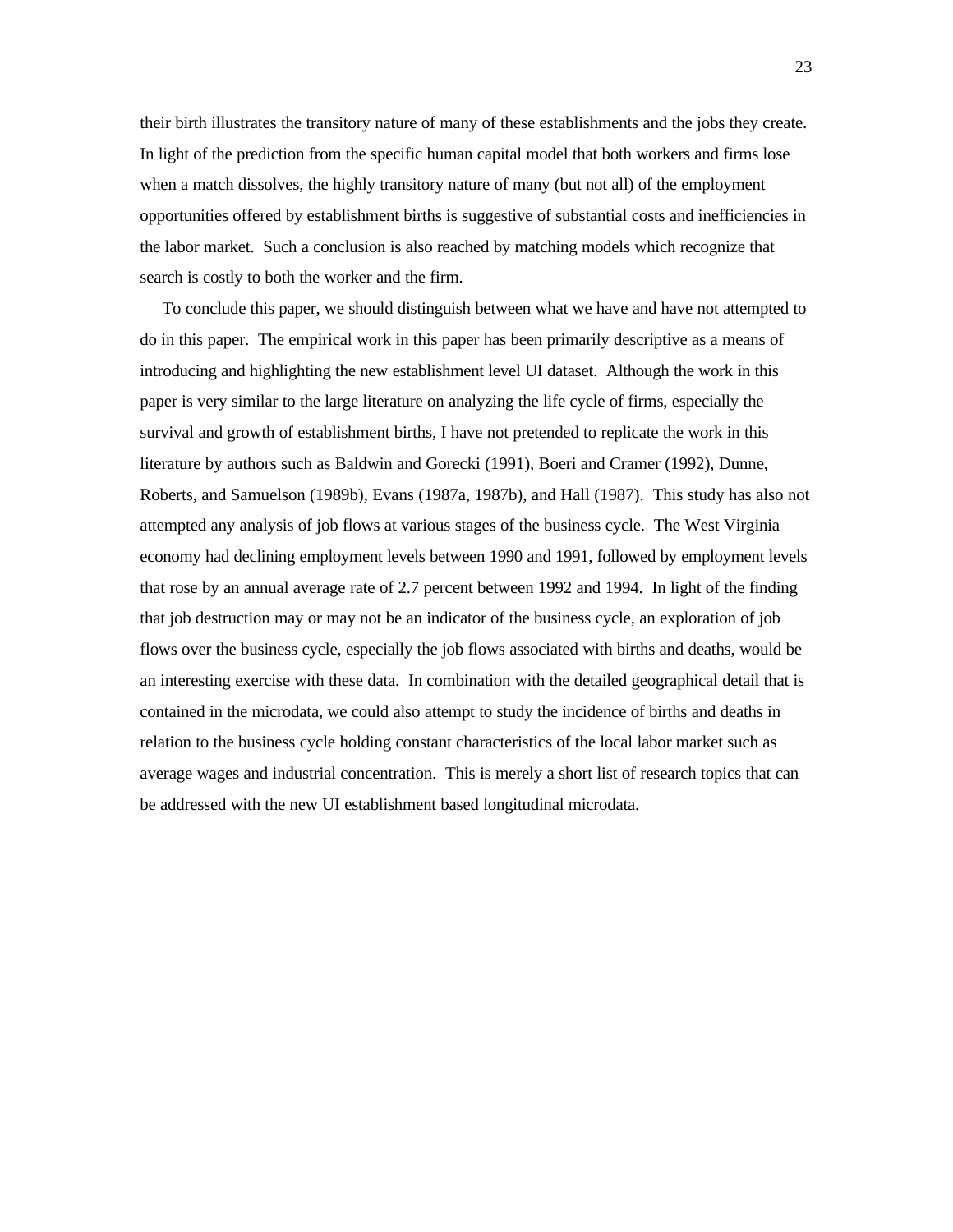their birth illustrates the transitory nature of many of these establishments and the jobs they create. In light of the prediction from the specific human capital model that both workers and firms lose when a match dissolves, the highly transitory nature of many (but not all) of the employment opportunities offered by establishment births is suggestive of substantial costs and inefficiencies in the labor market. Such a conclusion is also reached by matching models which recognize that search is costly to both the worker and the firm.

To conclude this paper, we should distinguish between what we have and have not attempted to do in this paper. The empirical work in this paper has been primarily descriptive as a means of introducing and highlighting the new establishment level UI dataset. Although the work in this paper is very similar to the large literature on analyzing the life cycle of firms, especially the survival and growth of establishment births, I have not pretended to replicate the work in this literature by authors such as Baldwin and Gorecki (1991), Boeri and Cramer (1992), Dunne, Roberts, and Samuelson (1989b), Evans (1987a, 1987b), and Hall (1987). This study has also not attempted any analysis of job flows at various stages of the business cycle. The West Virginia economy had declining employment levels between 1990 and 1991, followed by employment levels that rose by an annual average rate of 2.7 percent between 1992 and 1994. In light of the finding that job destruction may or may not be an indicator of the business cycle, an exploration of job flows over the business cycle, especially the job flows associated with births and deaths, would be an interesting exercise with these data. In combination with the detailed geographical detail that is contained in the microdata, we could also attempt to study the incidence of births and deaths in relation to the business cycle holding constant characteristics of the local labor market such as average wages and industrial concentration. This is merely a short list of research topics that can be addressed with the new UI establishment based longitudinal microdata.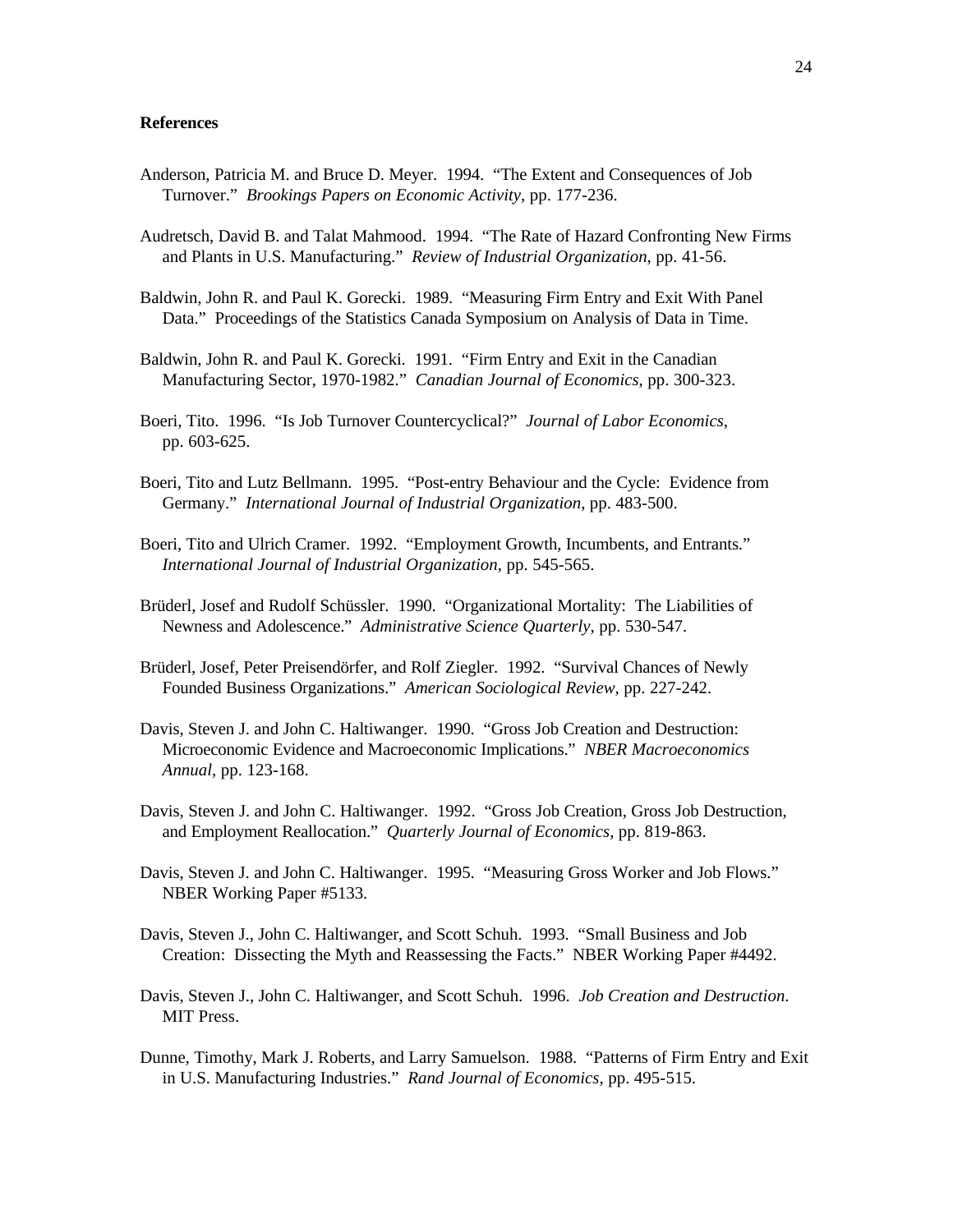**References**

Anderson, Patricia M. and Bruce D. Meyer. 1994. "The Extent and Consequences of Job Turnover." *Brookings Papers on Economic Activity*, pp. 177-236.

Audretsch, David B. and Talat Mahmood. 1994. "The Rate of Hazard Confronting New Firms and Plants in U.S. Manufacturing." *Review of Industrial Organization*, pp. 41-56.

Baldwin, John R. and Paul K. Gorecki. 1989. "Measuring Firm Entry and Exit With Panel Data." Proceedings of the Statistics Canada Symposium on Analysis of Data in Time.

Baldwin, John R. and Paul K. Gorecki. 1991. "Firm Entry and Exit in the Canadian Manufacturing Sector, 1970-1982." *Canadian Journal of Economics*, pp. 300-323.

Boeri, Tito. 1996. "Is Job Turnover Countercyclical?" *Journal of Labor Economics*, pp. 603-625.

Boeri, Tito and Lutz Bellmann. 1995. "Post-entry Behaviour and the Cycle: Evidence from Germany." *International Journal of Industrial Organization*, pp. 483-500.

Boeri, Tito and Ulrich Cramer. 1992. "Employment Growth, Incumbents, and Entrants." *International Journal of Industrial Organization*, pp. 545-565.

Brüderl, Josef and Rudolf Schüssler. 1990. "Organizational Mortality: The Liabilities of Newness and Adolescence." *Administrative Science Quarterly*, pp. 530-547.

Brüderl, Josef, Peter Preisendörfer, and Rolf Ziegler. 1992. "Survival Chances of Newly Founded Business Organizations." *American Sociological Review*, pp. 227-242.

Davis, Steven J. and John C. Haltiwanger. 1990. "Gross Job Creation and Destruction: Microeconomic Evidence and Macroeconomic Implications." *NBER Macroeconomics Annual*, pp. 123-168.

Davis, Steven J. and John C. Haltiwanger. 1992. "Gross Job Creation, Gross Job Destruction, and Employment Reallocation." *Quarterly Journal of Economics*, pp. 819-863.

Davis, Steven J. and John C. Haltiwanger. 1995. "Measuring Gross Worker and Job Flows." NBER Working Paper #5133.

Davis, Steven J., John C. Haltiwanger, and Scott Schuh. 1993. "Small Business and Job Creation: Dissecting the Myth and Reassessing the Facts." NBER Working Paper #4492.

Davis, Steven J., John C. Haltiwanger, and Scott Schuh. 1996. *Job Creation and Destruction*. MIT Press.

Dunne, Timothy, Mark J. Roberts, and Larry Samuelson. 1988. "Patterns of Firm Entry and Exit in U.S. Manufacturing Industries." *Rand Journal of Economics*, pp. 495-515.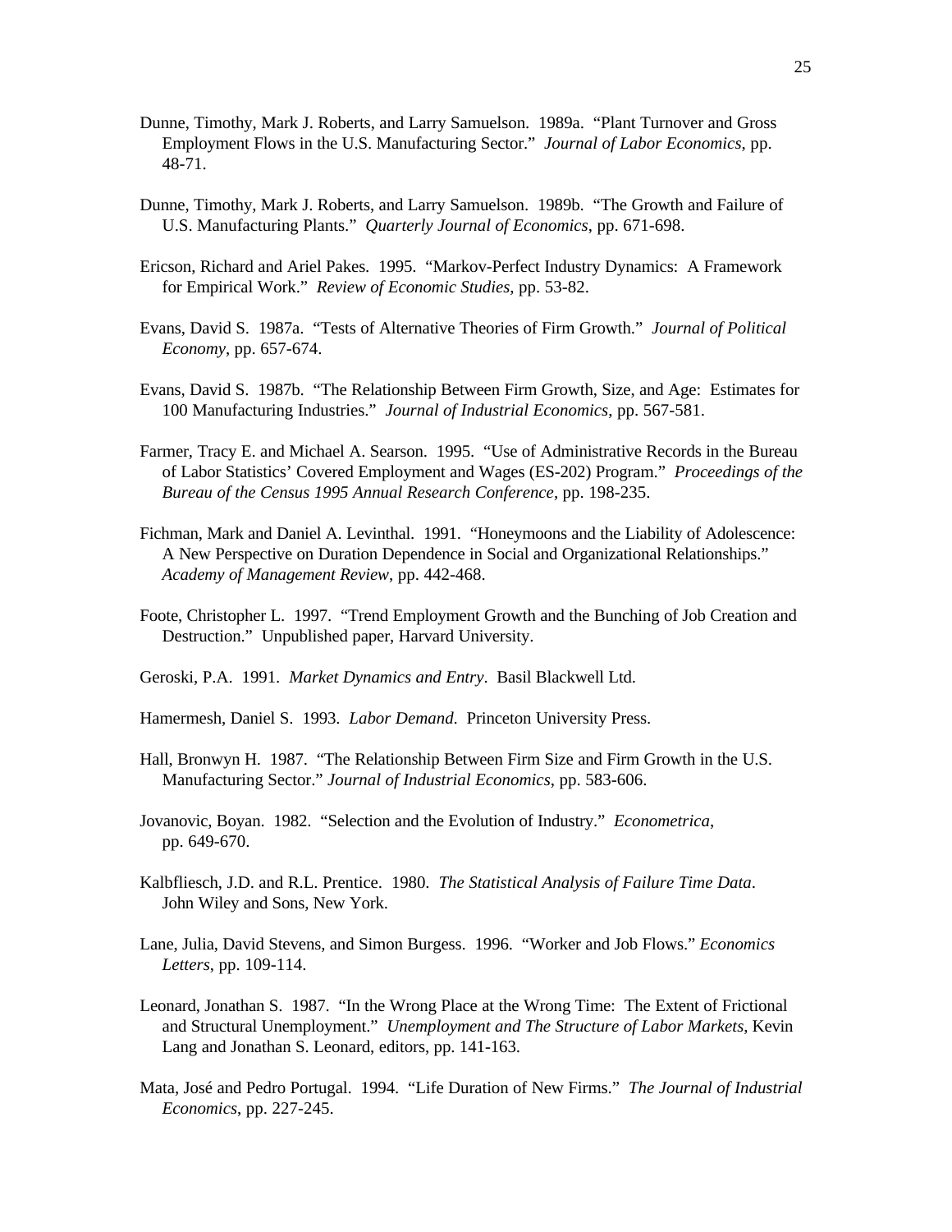Dunne, Timothy, Mark J. Roberts, and Larry Samuelson. 1989a. "Plant Turnover and Gross Employment Flows in the U.S. Manufacturing Sector." *Journal of Labor Economics*, pp. 48-71.

Dunne, Timothy, Mark J. Roberts, and Larry Samuelson. 1989b. "The Growth and Failure of U.S. Manufacturing Plants." *Quarterly Journal of Economics*, pp. 671-698.

Ericson, Richard and Ariel Pakes. 1995. "Markov-Perfect Industry Dynamics: A Framework for Empirical Work." *Review of Economic Studies*, pp. 53-82.

Evans, David S. 1987a. "Tests of Alternative Theories of Firm Growth." *Journal of Political Economy*, pp. 657-674.

Evans, David S. 1987b. "The Relationship Between Firm Growth, Size, and Age: Estimates for 100 Manufacturing Industries." *Journal of Industrial Economics*, pp. 567-581.

Farmer, Tracy E. and Michael A. Searson. 1995. "Use of Administrative Records in the Bureau of Labor Statistics' Covered Employment and Wages (ES-202) Program." *Proceedings of the Bureau of the Census 1995 Annual Research Conference*, pp. 198-235.

Fichman, Mark and Daniel A. Levinthal. 1991. "Honeymoons and the Liability of Adolescence: A New Perspective on Duration Dependence in Social and Organizational Relationships." *Academy of Management Review*, pp. 442-468.

Foote, Christopher L. 1997. "Trend Employment Growth and the Bunching of Job Creation and Destruction." Unpublished paper, Harvard University.

Geroski, P.A. 1991. *Market Dynamics and Entry*. Basil Blackwell Ltd.

Hamermesh, Daniel S. 1993. *Labor Demand*. Princeton University Press.

Hall, Bronwyn H. 1987. "The Relationship Between Firm Size and Firm Growth in the U.S. Manufacturing Sector." *Journal of Industrial Economics*, pp. 583-606.

Jovanovic, Boyan. 1982. "Selection and the Evolution of Industry." *Econometrica*, pp. 649-670.

Kalbfliesch, J.D. and R.L. Prentice. 1980. *The Statistical Analysis of Failure Time Data*. John Wiley and Sons, New York.

Lane, Julia, David Stevens, and Simon Burgess. 1996. "Worker and Job Flows." *Economics Letters*, pp. 109-114.

Leonard, Jonathan S. 1987. "In the Wrong Place at the Wrong Time: The Extent of Frictional and Structural Unemployment." *Unemployment and The Structure of Labor Markets*, Kevin Lang and Jonathan S. Leonard, editors, pp. 141-163.

Mata, José and Pedro Portugal. 1994. "Life Duration of New Firms." *The Journal of Industrial Economics*, pp. 227-245.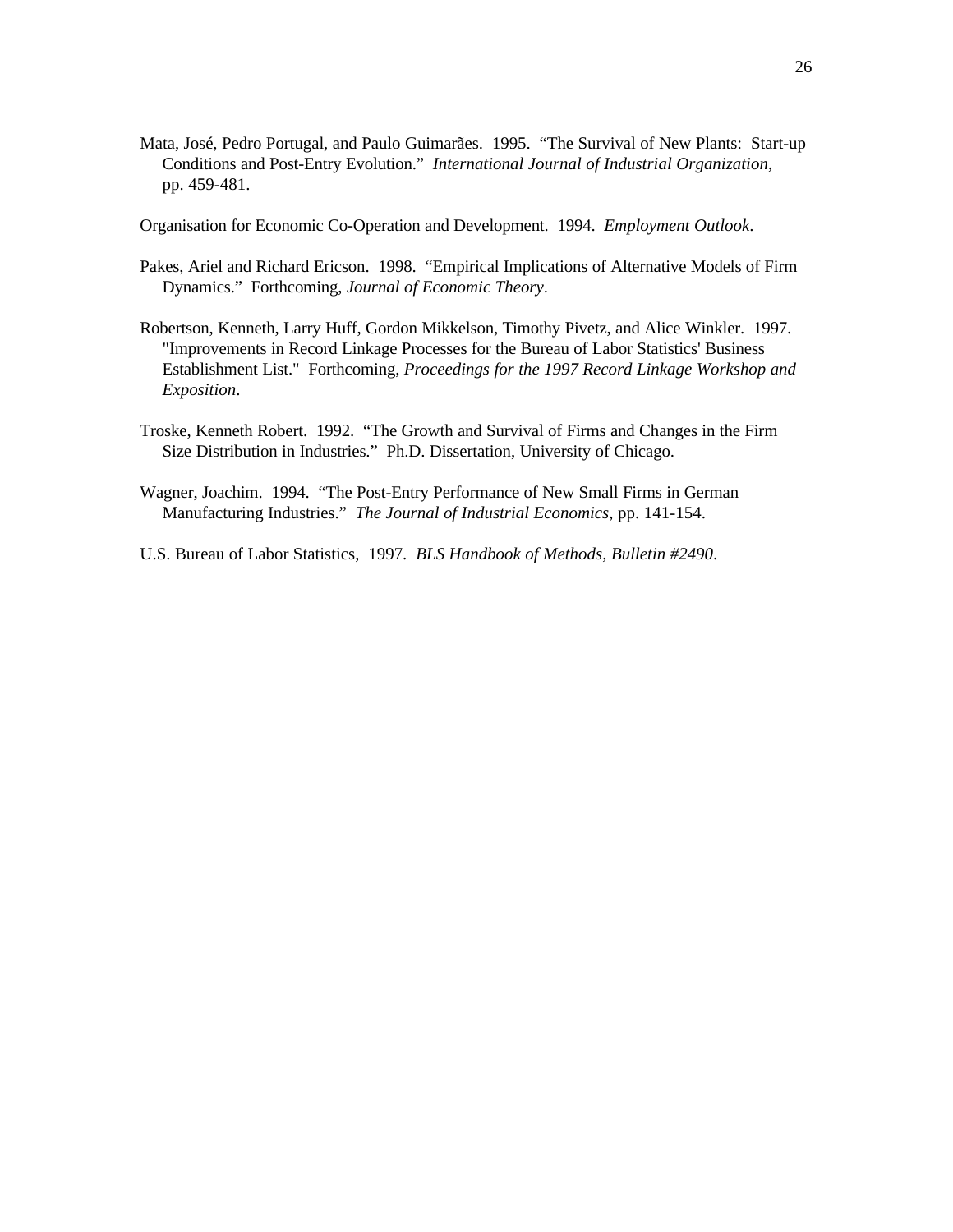Mata, José, Pedro Portugal, and Paulo Guimarães. 1995. "The Survival of New Plants: Start-up Conditions and Post-Entry Evolution." *International Journal of Industrial Organization*, pp. 459-481.

Organisation for Economic Co-Operation and Development. 1994. *Employment Outlook*.

Pakes, Ariel and Richard Ericson. 1998. "Empirical Implications of Alternative Models of Firm Dynamics." Forthcoming, *Journal of Economic Theory*.

Robertson, Kenneth, Larry Huff, Gordon Mikkelson, Timothy Pivetz, and Alice Winkler. 1997. "Improvements in Record Linkage Processes for the Bureau of Labor Statistics' Business Establishment List." Forthcoming, *Proceedings for the 1997 Record Linkage Workshop and Exposition*.

Troske, Kenneth Robert. 1992. "The Growth and Survival of Firms and Changes in the Firm Size Distribution in Industries." Ph.D. Dissertation, University of Chicago.

Wagner, Joachim. 1994. "The Post-Entry Performance of New Small Firms in German Manufacturing Industries." *The Journal of Industrial Economics*, pp. 141-154.

U.S. Bureau of Labor Statistics, 1997. *BLS Handbook of Methods, Bulletin #2490*.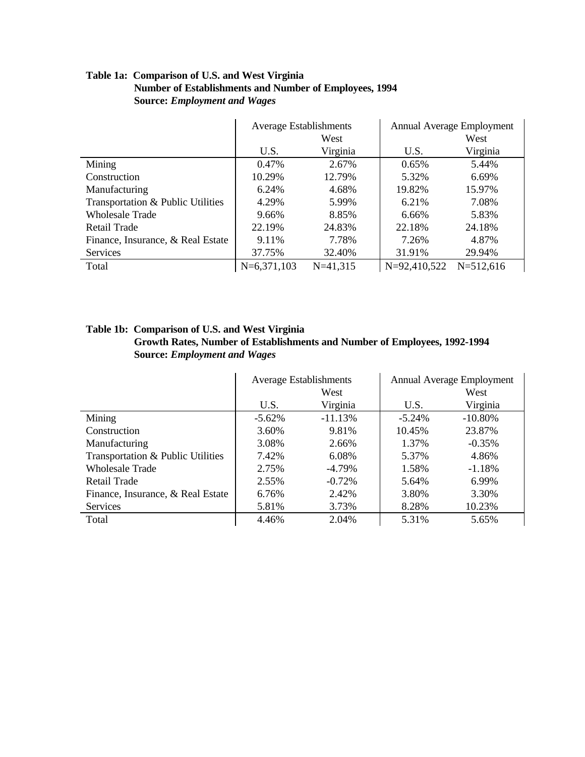**Table 1a: Comparison of U.S. and West Virginia**
**Number of Establishments and Number of Employees, 1994**
**Source:** ***Employment and Wages***

| | Average Establishments | | Annual Average Employment | |
|---|---|---|---|---|
| | U.S. | West Virginia | U.S. | West Virginia |
| Mining | 0.47% | 2.67% | 0.65% | 5.44% |
| Construction | 10.29% | 12.79% | 5.32% | 6.69% |
| Manufacturing | 6.24% | 4.68% | 19.82% | 15.97% |
| Transportation & Public Utilities | 4.29% | 5.99% | 6.21% | 7.08% |
| Wholesale Trade | 9.66% | 8.85% | 6.66% | 5.83% |
| Retail Trade | 22.19% | 24.83% | 22.18% | 24.18% |
| Finance, Insurance, & Real Estate | 9.11% | 7.78% | 7.26% | 4.87% |
| Services | 37.75% | 32.40% | 31.91% | 29.94% |
| Total | N=6,371,103 | N=41,315 | N=92,410,522 | N=512,616 |

**Table 1b: Comparison of U.S. and West Virginia**
**Growth Rates, Number of Establishments and Number of Employees, 1992-1994**
**Source:** ***Employment and Wages***

| | Average Establishments | | Annual Average Employment | |
|---|---|---|---|---|
| | U.S. | West Virginia | U.S. | West Virginia |
| Mining | -5.62% | -11.13% | -5.24% | -10.80% |
| Construction | 3.60% | 9.81% | 10.45% | 23.87% |
| Manufacturing | 3.08% | 2.66% | 1.37% | -0.35% |
| Transportation & Public Utilities | 7.42% | 6.08% | 5.37% | 4.86% |
| Wholesale Trade | 2.75% | -4.79% | 1.58% | -1.18% |
| Retail Trade | 2.55% | -0.72% | 5.64% | 6.99% |
| Finance, Insurance, & Real Estate | 6.76% | 2.42% | 3.80% | 3.30% |
| Services | 5.81% | 3.73% | 8.28% | 10.23% |
| Total | 4.46% | 2.04% | 5.31% | 5.65% |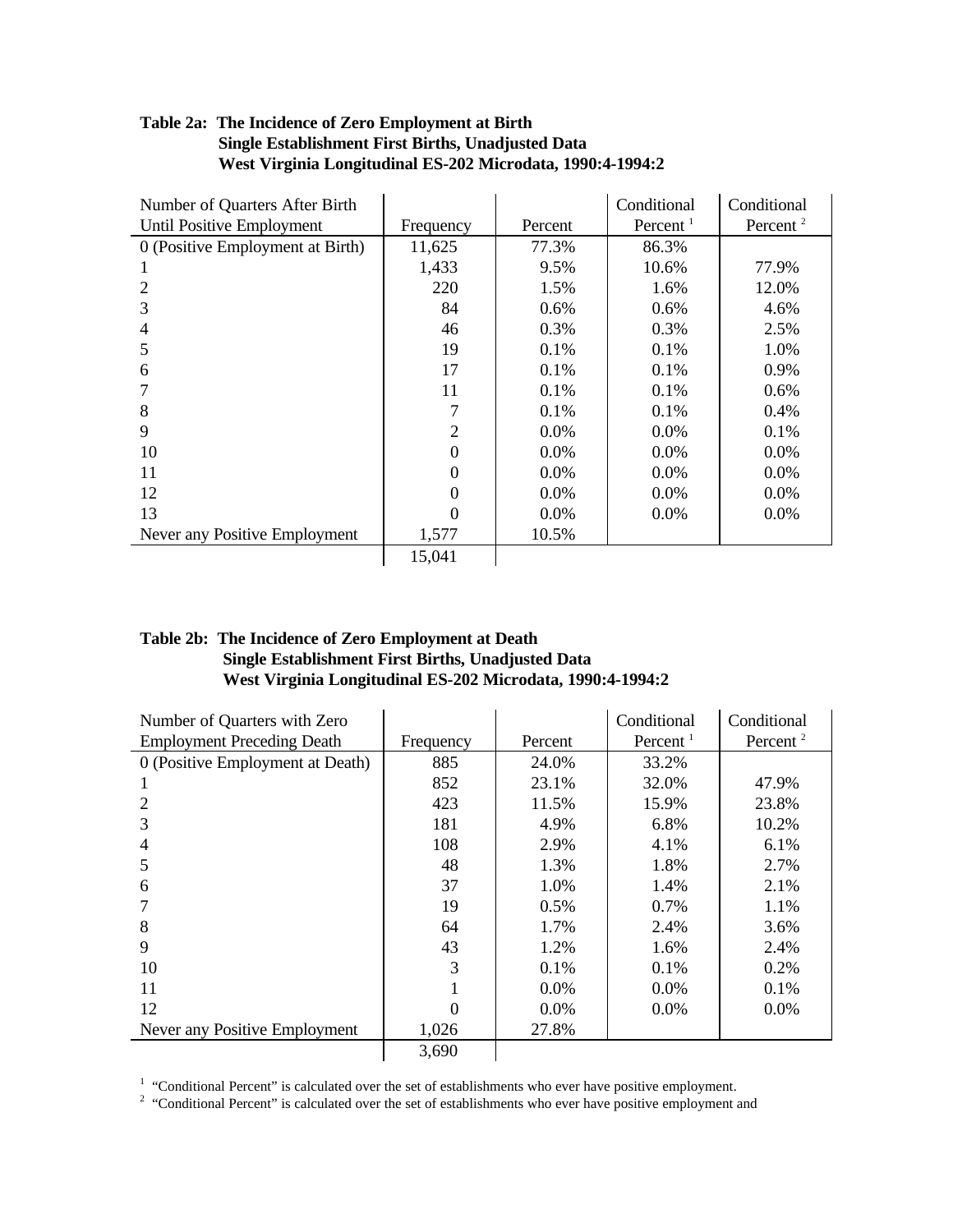**Table 2a: The Incidence of Zero Employment at Birth**
**Single Establishment First Births, Unadjusted Data**
**West Virginia Longitudinal ES-202 Microdata, 1990:4-1994:2**

| Number of Quarters After Birth Until Positive Employment | Frequency | Percent | Conditional Percent [1] | Conditional Percent [2] |
|---|---|---|---|---|
| 0 (Positive Employment at Birth) | 11,625 | 77.3% | 86.3% | |
| 1 | 1,433 | 9.5% | 10.6% | 77.9% |
| 2 | 220 | 1.5% | 1.6% | 12.0% |
| 3 | 84 | 0.6% | 0.6% | 4.6% |
| 4 | 46 | 0.3% | 0.3% | 2.5% |
| 5 | 19 | 0.1% | 0.1% | 1.0% |
| 6 | 17 | 0.1% | 0.1% | 0.9% |
| 7 | 11 | 0.1% | 0.1% | 0.6% |
| 8 | 7 | 0.1% | 0.1% | 0.4% |
| 9 | 2 | 0.0% | 0.0% | 0.1% |
| 10 | 0 | 0.0% | 0.0% | 0.0% |
| 11 | 0 | 0.0% | 0.0% | 0.0% |
| 12 | 0 | 0.0% | 0.0% | 0.0% |
| 13 | 0 | 0.0% | 0.0% | 0.0% |
| Never any Positive Employment | 1,577 | 10.5% | | |
| | 15,041 | | | |

**Table 2b: The Incidence of Zero Employment at Death**
**Single Establishment First Births, Unadjusted Data**
**West Virginia Longitudinal ES-202 Microdata, 1990:4-1994:2**

| Number of Quarters with Zero Employment Preceding Death | Frequency | Percent | Conditional Percent [1] | Conditional Percent [2] |
|---|---|---|---|---|
| 0 (Positive Employment at Death) | 885 | 24.0% | 33.2% | |
| 1 | 852 | 23.1% | 32.0% | 47.9% |
| 2 | 423 | 11.5% | 15.9% | 23.8% |
| 3 | 181 | 4.9% | 6.8% | 10.2% |
| 4 | 108 | 2.9% | 4.1% | 6.1% |
| 5 | 48 | 1.3% | 1.8% | 2.7% |
| 6 | 37 | 1.0% | 1.4% | 2.1% |
| 7 | 19 | 0.5% | 0.7% | 1.1% |
| 8 | 64 | 1.7% | 2.4% | 3.6% |
| 9 | 43 | 1.2% | 1.6% | 2.4% |
| 10 | 3 | 0.1% | 0.1% | 0.2% |
| 11 | 1 | 0.0% | 0.0% | 0.1% |
| 12 | 0 | 0.0% | 0.0% | 0.0% |
| Never any Positive Employment | 1,026 | 27.8% | | |
| | 3,690 | | | |

[1] "Conditional Percent" is calculated over the set of establishments who ever have positive employment.
[2] "Conditional Percent" is calculated over the set of establishments who ever have positive employment and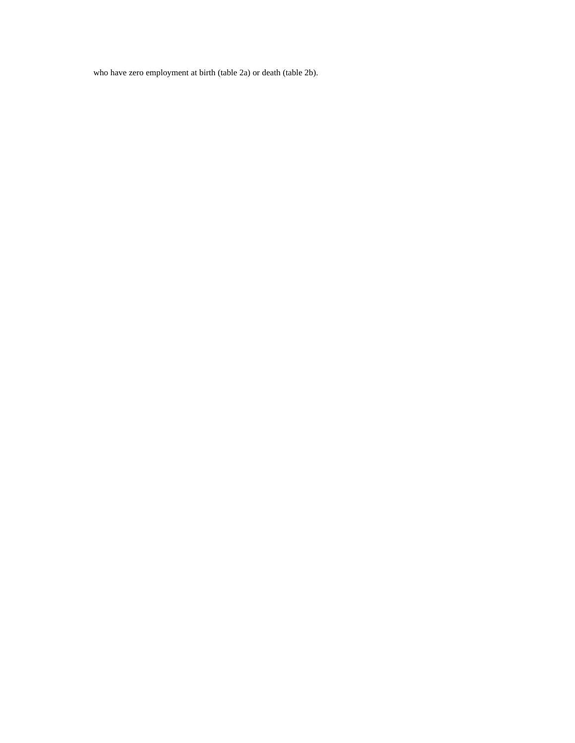who have zero employment at birth (table 2a) or death (table 2b).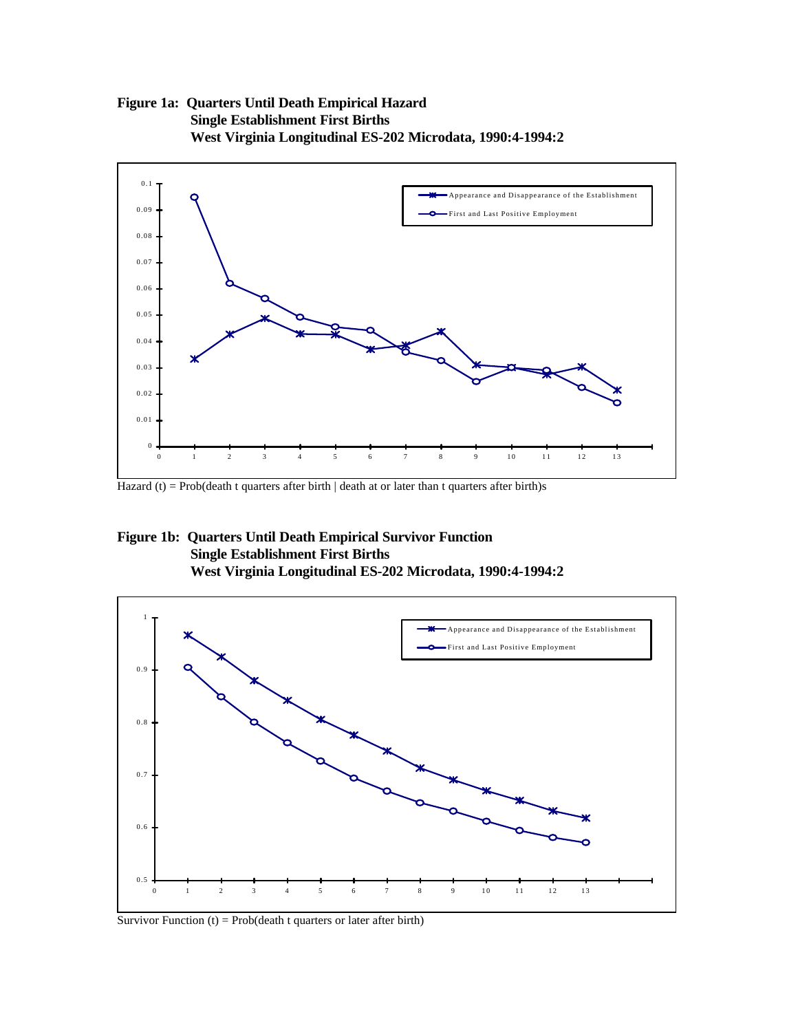**Figure 1a: Quarters Until Death Empirical Hazard**
**Single Establishment First Births**
**West Virginia Longitudinal ES-202 Microdata, 1990:4-1994:2**

0.1
0.09
0.08
0.07
0.06
0.05
0.04
0.03
0.02
0.01
0

0 1 2 3 4 5 6 7 8 9 10 11 12 13

Appearance and Disappearance of the Establishment
First and Last Positive Employment

Hazard (t) = Prob(death t quarters after birth | death at or later than t quarters after birth)s

**Figure 1b: Quarters Until Death Empirical Survivor Function**
**Single Establishment First Births**
**West Virginia Longitudinal ES-202 Microdata, 1990:4-1994:2**

1
0.9
0.8
0.7
0.6
0.5

0 1 2 3 4 5 6 7 8 9 10 11 12 13

Appearance and Disappearance of the Establishment
First and Last Positive Employment

Survivor Function (t) = Prob(death t quarters or later after birth)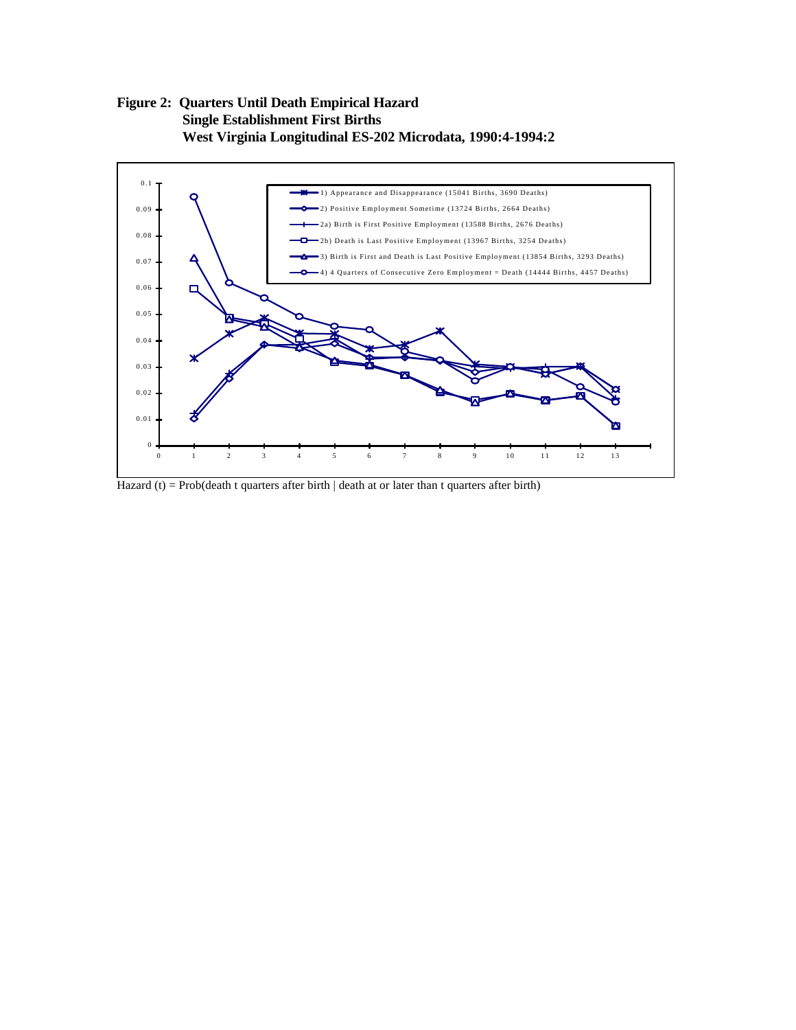**Figure 2: Quarters Until Death Empirical Hazard**
**Single Establishment First Births**
**West Virginia Longitudinal ES-202 Microdata, 1990:4-1994:2**

0.1
0.09
0.08
0.07
0.06
0.05
0.04
0.03
0.02
0.01
0

0 1 2 3 4 5 6 7 8 9 10 11 12 13

1) Appearance and Disappearance (15041 Births, 3690 Deaths)
2) Positive Employment Sometime (13724 Births, 2664 Deaths)
2a) Birth is First Positive Employment (13588 Births, 2676 Deaths)
2b) Death is Last Positive Employment (13967 Births, 3254 Deaths)
3) Birth is First and Death is Last Positive Employment (13854 Births, 3293 Deaths)
4) 4 Quarters of Consecutive Zero Employment = Death (14444 Births, 4457 Deaths)

Hazard (t) = Prob(death t quarters after birth | death at or later than t quarters after birth)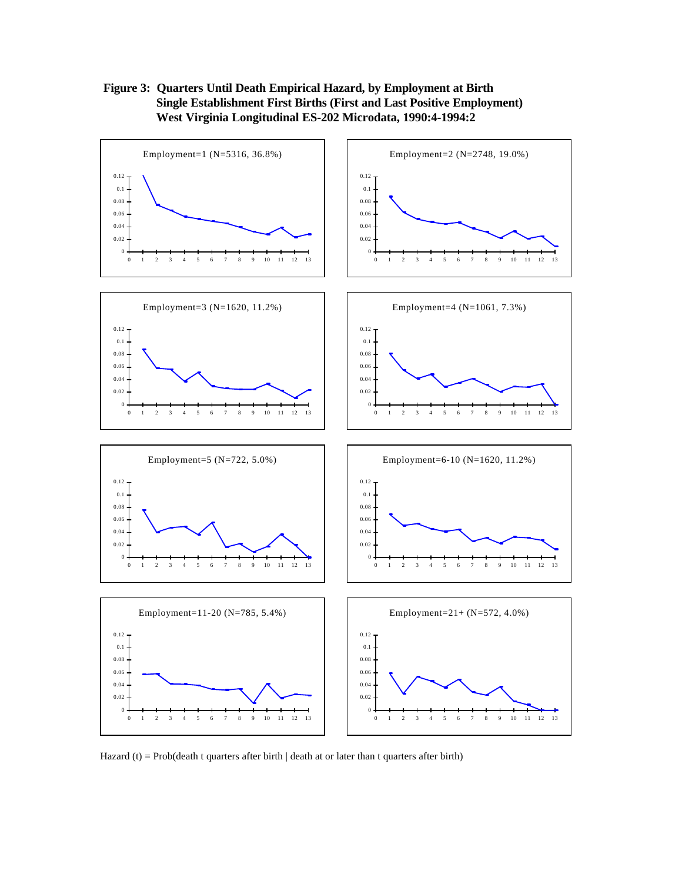**Figure 3: Quarters Until Death Empirical Hazard, by Employment at Birth Single Establishment First Births (First and Last Positive Employment) West Virginia Longitudinal ES-202 Microdata, 1990:4-1994:2**

Employment=1 (N=5316, 36.8%)

Employment=2 (N=2748, 19.0%)

Employment=3 (N=1620, 11.2%)

Employment=4 (N=1061, 7.3%)

Employment=5 (N=722, 5.0%)

Employment=6-10 (N=1620, 11.2%)

Employment=11-20 (N=785, 5.4%)

Employment=21+ (N=572, 4.0%)

Hazard (t) = Prob(death t quarters after birth | death at or later than t quarters after birth)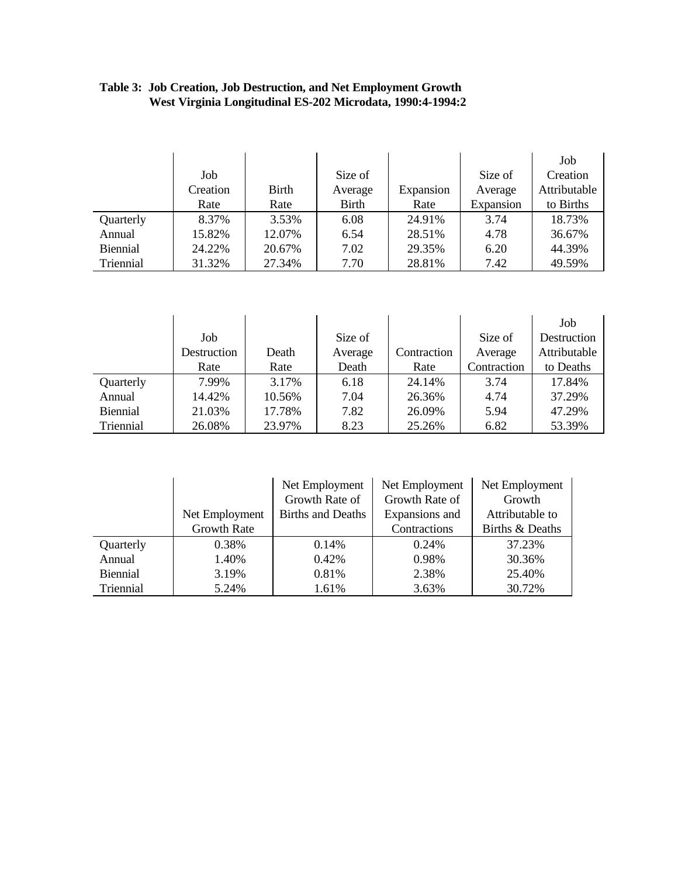**Table 3: Job Creation, Job Destruction, and Net Employment Growth**
**West Virginia Longitudinal ES-202 Microdata, 1990:4-1994:2**

| | Job Creation Rate | Birth Rate | Size of Average Birth | Expansion Rate | Size of Average Expansion | Job Creation Attributable to Births |
|---|---|---|---|---|---|---|
| Quarterly | 8.37% | 3.53% | 6.08 | 24.91% | 3.74 | 18.73% |
| Annual | 15.82% | 12.07% | 6.54 | 28.51% | 4.78 | 36.67% |
| Biennial | 24.22% | 20.67% | 7.02 | 29.35% | 6.20 | 44.39% |
| Triennial | 31.32% | 27.34% | 7.70 | 28.81% | 7.42 | 49.59% |

| | Job Destruction Rate | Death Rate | Size of Average Death | Contraction Rate | Size of Average Contraction | Job Destruction Attributable to Deaths |
|---|---|---|---|---|---|---|
| Quarterly | 7.99% | 3.17% | 6.18 | 24.14% | 3.74 | 17.84% |
| Annual | 14.42% | 10.56% | 7.04 | 26.36% | 4.74 | 37.29% |
| Biennial | 21.03% | 17.78% | 7.82 | 26.09% | 5.94 | 47.29% |
| Triennial | 26.08% | 23.97% | 8.23 | 25.26% | 6.82 | 53.39% |

| | Net Employment Growth Rate | Net Employment Growth Rate of Births and Deaths | Net Employment Growth Rate of Expansions and Contractions | Net Employment Growth Attributable to Births & Deaths |
|---|---|---|---|---|
| Quarterly | 0.38% | 0.14% | 0.24% | 37.23% |
| Annual | 1.40% | 0.42% | 0.98% | 30.36% |
| Biennial | 3.19% | 0.81% | 2.38% | 25.40% |
| Triennial | 5.24% | 1.61% | 3.63% | 30.72% |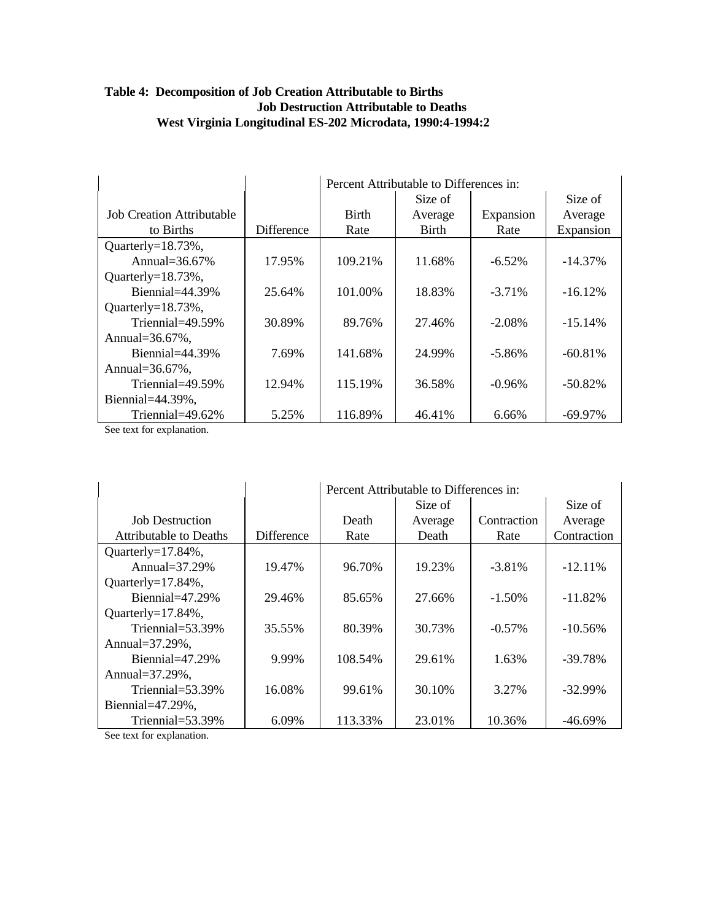**Table 4: Decomposition of Job Creation Attributable to Births**
**Job Destruction Attributable to Deaths**
**West Virginia Longitudinal ES-202 Microdata, 1990:4-1994:2**

| | | Percent Attributable to Differences in: | | | |
|---|---|---|---|---|---|
| Job Creation Attributable to Births | Difference | Birth Rate | Size of Average Birth | Expansion Rate | Size of Average Expansion |
| Quarterly=18.73%, Annual=36.67% | 17.95% | 109.21% | 11.68% | -6.52% | -14.37% |
| Quarterly=18.73%, Biennial=44.39% | 25.64% | 101.00% | 18.83% | -3.71% | -16.12% |
| Quarterly=18.73%, Triennial=49.59% | 30.89% | 89.76% | 27.46% | -2.08% | -15.14% |
| Annual=36.67%, Biennial=44.39% | 7.69% | 141.68% | 24.99% | -5.86% | -60.81% |
| Annual=36.67%, Triennial=49.59% | 12.94% | 115.19% | 36.58% | -0.96% | -50.82% |
| Biennial=44.39%, Triennial=49.62% | 5.25% | 116.89% | 46.41% | 6.66% | -69.97% |

See text for explanation.

| | | Percent Attributable to Differences in: | | | |
|---|---|---|---|---|---|
| Job Destruction Attributable to Deaths | Difference | Death Rate | Size of Average Death | Contraction Rate | Size of Average Contraction |
| Quarterly=17.84%, Annual=37.29% | 19.47% | 96.70% | 19.23% | -3.81% | -12.11% |
| Quarterly=17.84%, Biennial=47.29% | 29.46% | 85.65% | 27.66% | -1.50% | -11.82% |
| Quarterly=17.84%, Triennial=53.39% | 35.55% | 80.39% | 30.73% | -0.57% | -10.56% |
| Annual=37.29%, Biennial=47.29% | 9.99% | 108.54% | 29.61% | 1.63% | -39.78% |
| Annual=37.29%, Triennial=53.39% | 16.08% | 99.61% | 30.10% | 3.27% | -32.99% |
| Biennial=47.29%, Triennial=53.39% | 6.09% | 113.33% | 23.01% | 10.36% | -46.69% |

See text for explanation.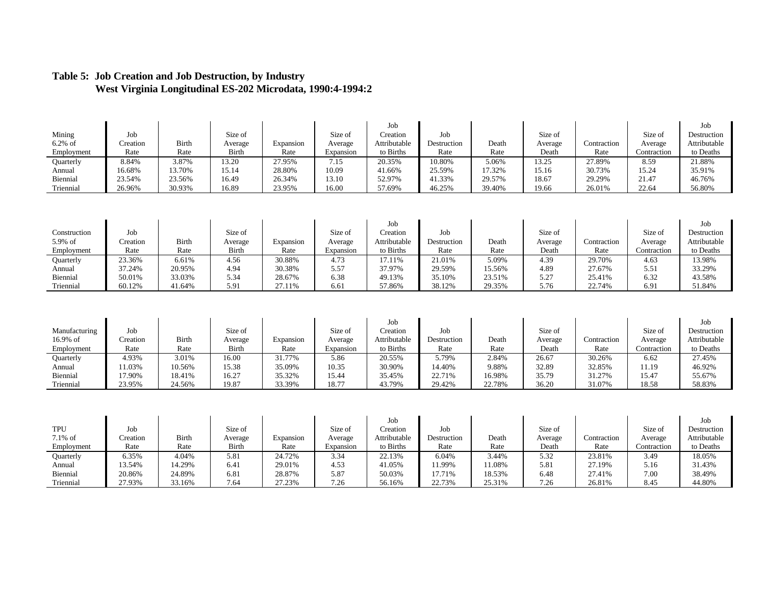# Table 5: Job Creation and Job Destruction, by Industry
## West Virginia Longitudinal ES-202 Microdata, 1990:4-1994:2

| Mining 6.2% of Employment | Job Creation Rate | Birth Rate | Size of Average Birth | Expansion Rate | Size of Average Expansion | Job Creation Attributable to Births | Job Destruction Rate | Death Rate | Size of Average Death | Contraction Rate | Size of Average Contraction | Job Destruction Attributable to Deaths |
|---|---|---|---|---|---|---|---|---|---|---|---|---|
| Quarterly | 8.84% | 3.87% | 13.20 | 27.95% | 7.15 | 20.35% | 10.80% | 5.06% | 13.25 | 27.89% | 8.59 | 21.88% |
| Annual | 16.68% | 13.70% | 15.14 | 28.80% | 10.09 | 41.66% | 25.59% | 17.32% | 15.16 | 30.73% | 15.24 | 35.91% |
| Biennial | 23.54% | 23.56% | 16.49 | 26.34% | 13.10 | 52.97% | 41.33% | 29.57% | 18.67 | 29.29% | 21.47 | 46.76% |
| Triennial | 26.96% | 30.93% | 16.89 | 23.95% | 16.00 | 57.69% | 46.25% | 39.40% | 19.66 | 26.01% | 22.64 | 56.80% |

| Construction 5.9% of Employment | Job Creation Rate | Birth Rate | Size of Average Birth | Expansion Rate | Size of Average Expansion | Job Creation Attributable to Births | Job Destruction Rate | Death Rate | Size of Average Death | Contraction Rate | Size of Average Contraction | Job Destruction Attributable to Deaths |
|---|---|---|---|---|---|---|---|---|---|---|---|---|
| Quarterly | 23.36% | 6.61% | 4.56 | 30.88% | 4.73 | 17.11% | 21.01% | 5.09% | 4.39 | 29.70% | 4.63 | 13.98% |
| Annual | 37.24% | 20.95% | 4.94 | 30.38% | 5.57 | 37.97% | 29.59% | 15.56% | 4.89 | 27.67% | 5.51 | 33.29% |
| Biennial | 50.01% | 33.03% | 5.34 | 28.67% | 6.38 | 49.13% | 35.10% | 23.51% | 5.27 | 25.41% | 6.32 | 43.58% |
| Triennial | 60.12% | 41.64% | 5.91 | 27.11% | 6.61 | 57.86% | 38.12% | 29.35% | 5.76 | 22.74% | 6.91 | 51.84% |

| Manufacturing 16.9% of Employment | Job Creation Rate | Birth Rate | Size of Average Birth | Expansion Rate | Size of Average Expansion | Job Creation Attributable to Births | Job Destruction Rate | Death Rate | Size of Average Death | Contraction Rate | Size of Average Contraction | Job Destruction Attributable to Deaths |
|---|---|---|---|---|---|---|---|---|---|---|---|---|
| Quarterly | 4.93% | 3.01% | 16.00 | 31.77% | 5.86 | 20.55% | 5.79% | 2.84% | 26.67 | 30.26% | 6.62 | 27.45% |
| Annual | 11.03% | 10.56% | 15.38 | 35.09% | 10.35 | 30.90% | 14.40% | 9.88% | 32.89 | 32.85% | 11.19 | 46.92% |
| Biennial | 17.90% | 18.41% | 16.27 | 35.32% | 15.44 | 35.45% | 22.71% | 16.98% | 35.79 | 31.27% | 15.47 | 55.67% |
| Triennial | 23.95% | 24.56% | 19.87 | 33.39% | 18.77 | 43.79% | 29.42% | 22.78% | 36.20 | 31.07% | 18.58 | 58.83% |

| TPU 7.1% of Employment | Job Creation Rate | Birth Rate | Size of Average Birth | Expansion Rate | Size of Average Expansion | Job Creation Attributable to Births | Job Destruction Rate | Death Rate | Size of Average Death | Contraction Rate | Size of Average Contraction | Job Destruction Attributable to Deaths |
|---|---|---|---|---|---|---|---|---|---|---|---|---|
| Quarterly | 6.35% | 4.04% | 5.81 | 24.72% | 3.34 | 22.13% | 6.04% | 3.44% | 5.32 | 23.81% | 3.49 | 18.05% |
| Annual | 13.54% | 14.29% | 6.41 | 29.01% | 4.53 | 41.05% | 11.99% | 11.08% | 5.81 | 27.19% | 5.16 | 31.43% |
| Biennial | 20.86% | 24.89% | 6.81 | 28.87% | 5.87 | 50.03% | 17.71% | 18.53% | 6.48 | 27.41% | 7.00 | 38.49% |
| Triennial | 27.93% | 33.16% | 7.64 | 27.23% | 7.26 | 56.16% | 22.73% | 25.31% | 7.26 | 26.81% | 8.45 | 44.80% |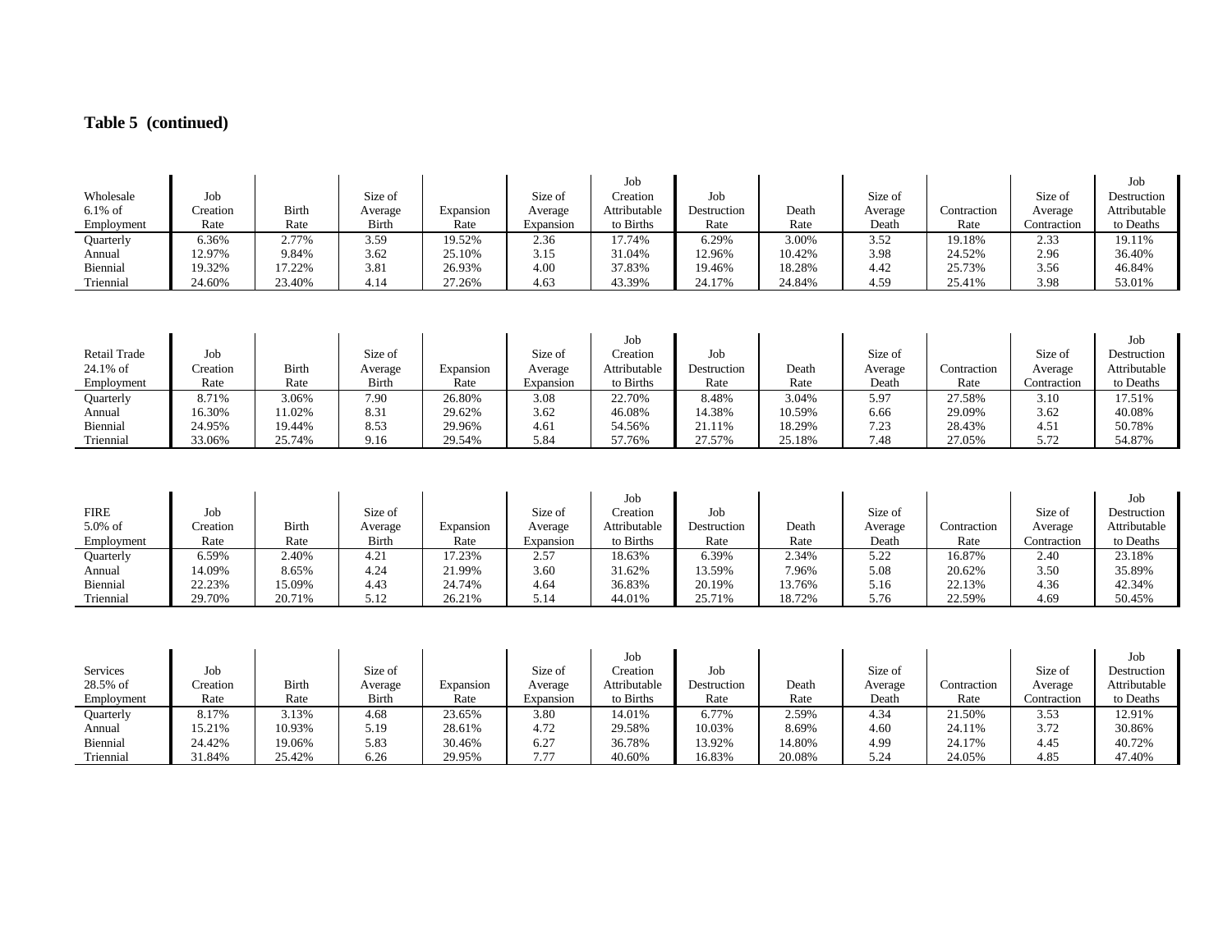**Table 5 (continued)**

| Wholesale 6.1% of Employment | Job Creation Rate | Birth Rate | Size of Average Birth | Expansion Rate | Size of Average Expansion | Job Creation Attributable to Births | Job Destruction Rate | Death Rate | Size of Average Death | Contraction Rate | Size of Average Contraction | Job Destruction Attributable to Deaths |
|---|---|---|---|---|---|---|---|---|---|---|---|---|
| Quarterly | 6.36% | 2.77% | 3.59 | 19.52% | 2.36 | 17.74% | 6.29% | 3.00% | 3.52 | 19.18% | 2.33 | 19.11% |
| Annual | 12.97% | 9.84% | 3.62 | 25.10% | 3.15 | 31.04% | 12.96% | 10.42% | 3.98 | 24.52% | 2.96 | 36.40% |
| Biennial | 19.32% | 17.22% | 3.81 | 26.93% | 4.00 | 37.83% | 19.46% | 18.28% | 4.42 | 25.73% | 3.56 | 46.84% |
| Triennial | 24.60% | 23.40% | 4.14 | 27.26% | 4.63 | 43.39% | 24.17% | 24.84% | 4.59 | 25.41% | 3.98 | 53.01% |

| Retail Trade 24.1% of Employment | Job Creation Rate | Birth Rate | Size of Average Birth | Expansion Rate | Size of Average Expansion | Job Creation Attributable to Births | Job Destruction Rate | Death Rate | Size of Average Death | Contraction Rate | Size of Average Contraction | Job Destruction Attributable to Deaths |
|---|---|---|---|---|---|---|---|---|---|---|---|---|
| Quarterly | 8.71% | 3.06% | 7.90 | 26.80% | 3.08 | 22.70% | 8.48% | 3.04% | 5.97 | 27.58% | 3.10 | 17.51% |
| Annual | 16.30% | 11.02% | 8.31 | 29.62% | 3.62 | 46.08% | 14.38% | 10.59% | 6.66 | 29.09% | 3.62 | 40.08% |
| Biennial | 24.95% | 19.44% | 8.53 | 29.96% | 4.61 | 54.56% | 21.11% | 18.29% | 7.23 | 28.43% | 4.51 | 50.78% |
| Triennial | 33.06% | 25.74% | 9.16 | 29.54% | 5.84 | 57.76% | 27.57% | 25.18% | 7.48 | 27.05% | 5.72 | 54.87% |

| FIRE 5.0% of Employment | Job Creation Rate | Birth Rate | Size of Average Birth | Expansion Rate | Size of Average Expansion | Job Creation Attributable to Births | Job Destruction Rate | Death Rate | Size of Average Death | Contraction Rate | Size of Average Contraction | Job Destruction Attributable to Deaths |
|---|---|---|---|---|---|---|---|---|---|---|---|---|
| Quarterly | 6.59% | 2.40% | 4.21 | 17.23% | 2.57 | 18.63% | 6.39% | 2.34% | 5.22 | 16.87% | 2.40 | 23.18% |
| Annual | 14.09% | 8.65% | 4.24 | 21.99% | 3.60 | 31.62% | 13.59% | 7.96% | 5.08 | 20.62% | 3.50 | 35.89% |
| Biennial | 22.23% | 15.09% | 4.43 | 24.74% | 4.64 | 36.83% | 20.19% | 13.76% | 5.16 | 22.13% | 4.36 | 42.34% |
| Triennial | 29.70% | 20.71% | 5.12 | 26.21% | 5.14 | 44.01% | 25.71% | 18.72% | 5.76 | 22.59% | 4.69 | 50.45% |

| Services 28.5% of Employment | Job Creation Rate | Birth Rate | Size of Average Birth | Expansion Rate | Size of Average Expansion | Job Creation Attributable to Births | Job Destruction Rate | Death Rate | Size of Average Death | Contraction Rate | Size of Average Contraction | Job Destruction Attributable to Deaths |
|---|---|---|---|---|---|---|---|---|---|---|---|---|
| Quarterly | 8.17% | 3.13% | 4.68 | 23.65% | 3.80 | 14.01% | 6.77% | 2.59% | 4.34 | 21.50% | 3.53 | 12.91% |
| Annual | 15.21% | 10.93% | 5.19 | 28.61% | 4.72 | 29.58% | 10.03% | 8.69% | 4.60 | 24.11% | 3.72 | 30.86% |
| Biennial | 24.42% | 19.06% | 5.83 | 30.46% | 6.27 | 36.78% | 13.92% | 14.80% | 4.99 | 24.17% | 4.45 | 40.72% |
| Triennial | 31.84% | 25.42% | 6.26 | 29.95% | 7.77 | 40.60% | 16.83% | 20.08% | 5.24 | 24.05% | 4.85 | 47.40% |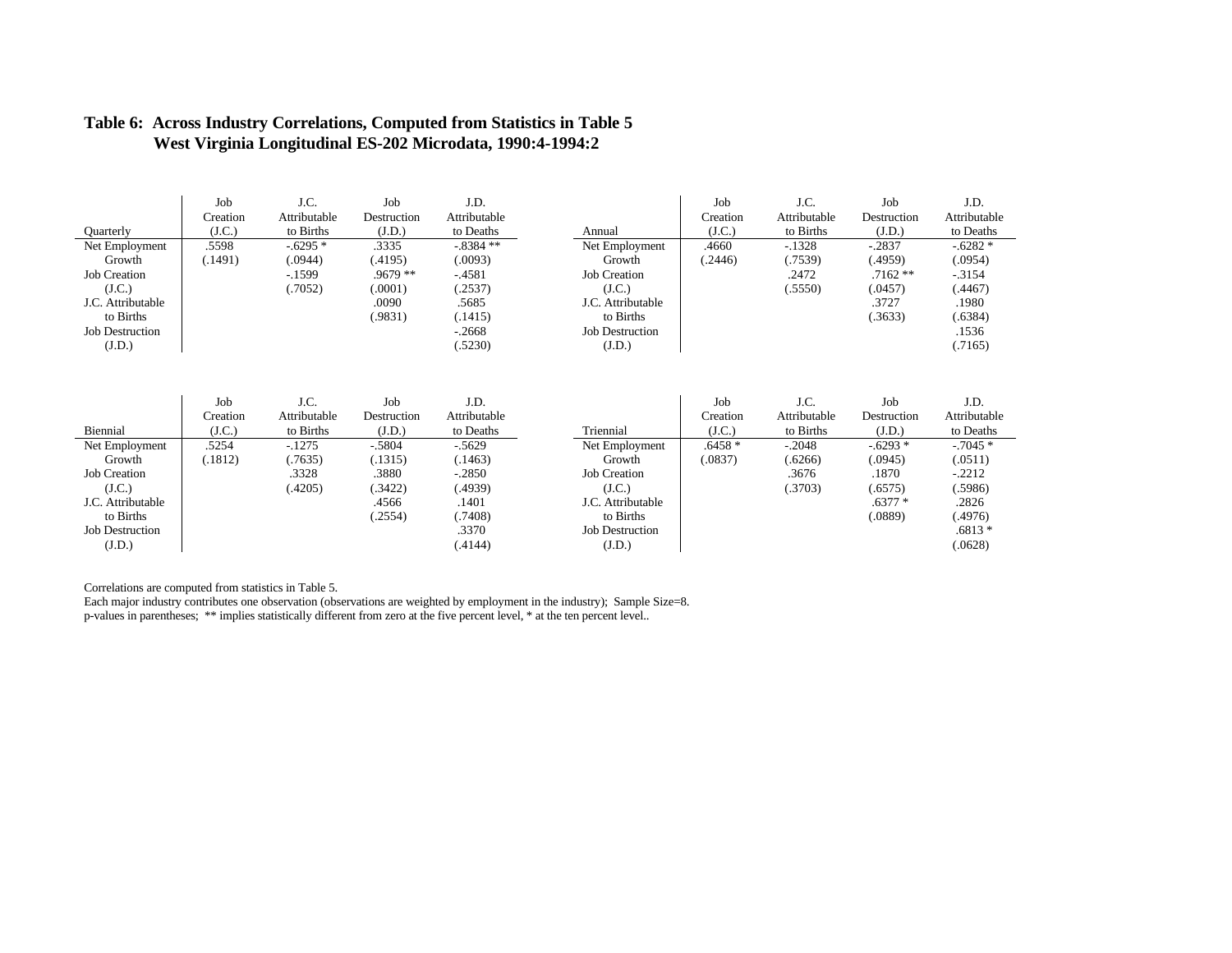# Table 6: Across Industry Correlations, Computed from Statistics in Table 5
## West Virginia Longitudinal ES-202 Microdata, 1990:4-1994:2

| Quarterly | Job Creation (J.C.) | J.C. Attributable to Births | Job Destruction (J.D.) | J.D. Attributable to Deaths |
|---|---|---|---|---|
| Net Employment Growth | .5598 | -.6295 * | .3335 | -.8384 ** |
| | (.1491) | (.0944) | (.4195) | (.0093) |
| Job Creation (J.C.) | | -.1599 | .9679 ** | -.4581 |
| | | (.7052) | (.0001) | (.2537) |
| J.C. Attributable to Births | | | .0090 | .5685 |
| | | | (.9831) | (.1415) |
| Job Destruction (J.D.) | | | | -.2668 |
| | | | | (.5230) |

| Annual | Job Creation (J.C.) | J.C. Attributable to Births | Job Destruction (J.D.) | J.D. Attributable to Deaths |
|---|---|---|---|---|
| Net Employment Growth | .4660 | -.1328 | -.2837 | -.6282 * |
| | (.2446) | (.7539) | (.4959) | (.0954) |
| Job Creation (J.C.) | | .2472 | .7162 ** | -.3154 |
| | | (.5550) | (.0457) | (.4467) |
| J.C. Attributable to Births | | | .3727 | .1980 |
| | | | (.3633) | (.6384) |
| Job Destruction (J.D.) | | | | .1536 |
| | | | | (.7165) |

| Biennial | Job Creation (J.C.) | J.C. Attributable to Births | Job Destruction (J.D.) | J.D. Attributable to Deaths |
|---|---|---|---|---|
| Net Employment Growth | .5254 | -.1275 | -.5804 | -.5629 |
| | (.1812) | (.7635) | (.1315) | (.1463) |
| Job Creation (J.C.) | | .3328 | .3880 | -.2850 |
| | | (.4205) | (.3422) | (.4939) |
| J.C. Attributable to Births | | | .4566 | .1401 |
| | | | (.2554) | (.7408) |
| Job Destruction (J.D.) | | | | .3370 |
| | | | | (.4144) |

| Triennial | Job Creation (J.C.) | J.C. Attributable to Births | Job Destruction (J.D.) | J.D. Attributable to Deaths |
|---|---|---|---|---|
| Net Employment Growth | .6458 * | -.2048 | -.6293 * | -.7045 * |
| | (.0837) | (.6266) | (.0945) | (.0511) |
| Job Creation (J.C.) | | .3676 | .1870 | -.2212 |
| | | (.3703) | (.6575) | (.5986) |
| J.C. Attributable to Births | | | .6377 * | .2826 |
| | | | (.0889) | (.4976) |
| Job Destruction (J.D.) | | | | .6813 * |
| | | | | (.0628) |

Correlations are computed from statistics in Table 5.
Each major industry contributes one observation (observations are weighted by employment in the industry); Sample Size=8.
p-values in parentheses; ** implies statistically different from zero at the five percent level, * at the ten percent level..